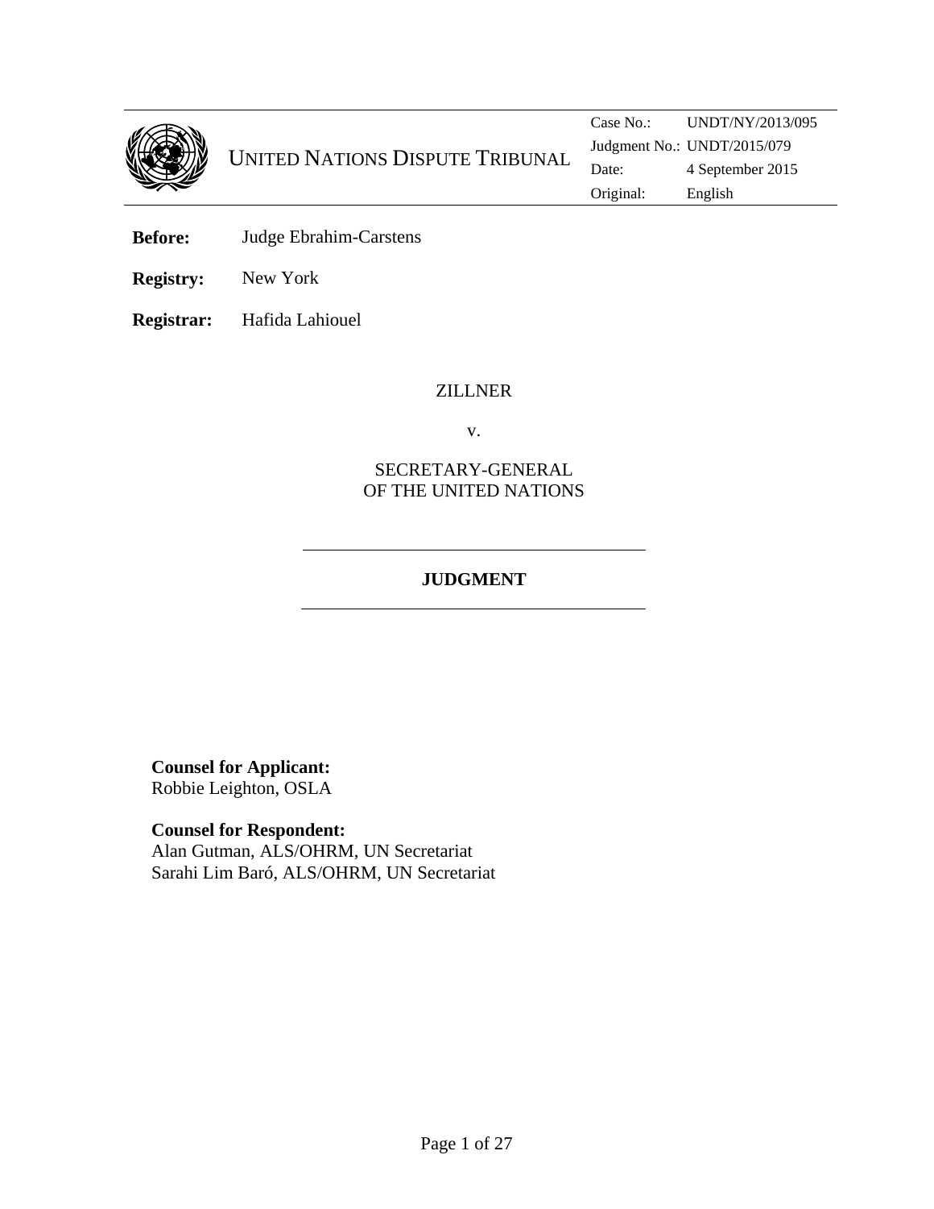UNITED NATIONS DISPUTE TRIBUNAL

| | |
|---|---|
| Case No.: | UNDT/NY/2013/095 |
| Judgment No.: | UNDT/2015/079 |
| Date: | 4 September 2015 |
| Original: | English |

**Before:** Judge Ebrahim-Carstens

**Registry:** New York

**Registrar:** Hafida Lahiouel

ZILLNER

v.

SECRETARY-GENERAL
OF THE UNITED NATIONS

---

**JUDGMENT**

---

**Counsel for Applicant:**
Robbie Leighton, OSLA

**Counsel for Respondent:**
Alan Gutman, ALS/OHRM, UN Secretariat
Sarahi Lim Baró, ALS/OHRM, UN Secretariat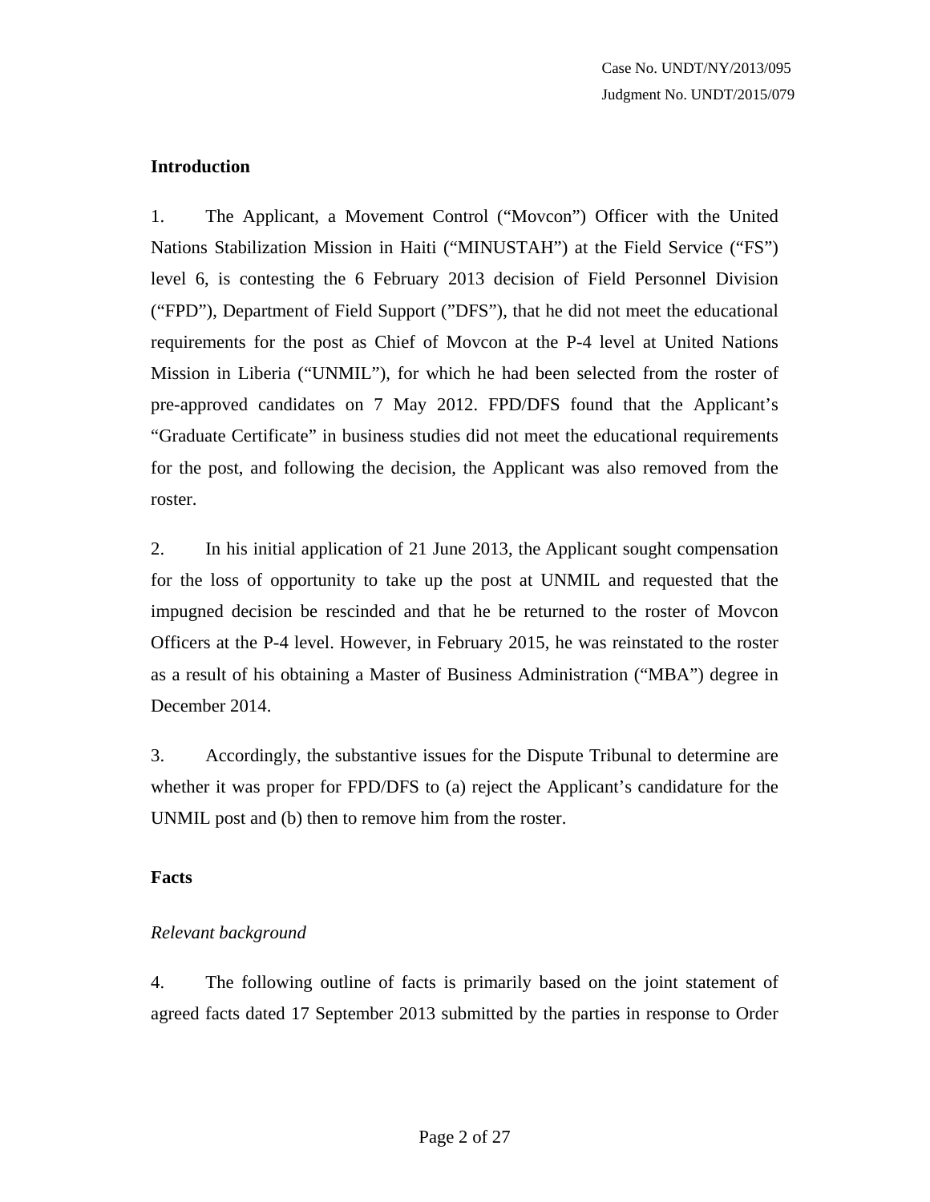## Introduction

1. The Applicant, a Movement Control ("Movcon") Officer with the United Nations Stabilization Mission in Haiti ("MINUSTAH") at the Field Service ("FS") level 6, is contesting the 6 February 2013 decision of Field Personnel Division ("FPD"), Department of Field Support ("DFS"), that he did not meet the educational requirements for the post as Chief of Movcon at the P-4 level at United Nations Mission in Liberia ("UNMIL"), for which he had been selected from the roster of pre-approved candidates on 7 May 2012. FPD/DFS found that the Applicant's "Graduate Certificate" in business studies did not meet the educational requirements for the post, and following the decision, the Applicant was also removed from the roster.

2. In his initial application of 21 June 2013, the Applicant sought compensation for the loss of opportunity to take up the post at UNMIL and requested that the impugned decision be rescinded and that he be returned to the roster of Movcon Officers at the P-4 level. However, in February 2015, he was reinstated to the roster as a result of his obtaining a Master of Business Administration ("MBA") degree in December 2014.

3. Accordingly, the substantive issues for the Dispute Tribunal to determine are whether it was proper for FPD/DFS to (a) reject the Applicant's candidature for the UNMIL post and (b) then to remove him from the roster.

## Facts

### *Relevant background*

4. The following outline of facts is primarily based on the joint statement of agreed facts dated 17 September 2013 submitted by the parties in response to Order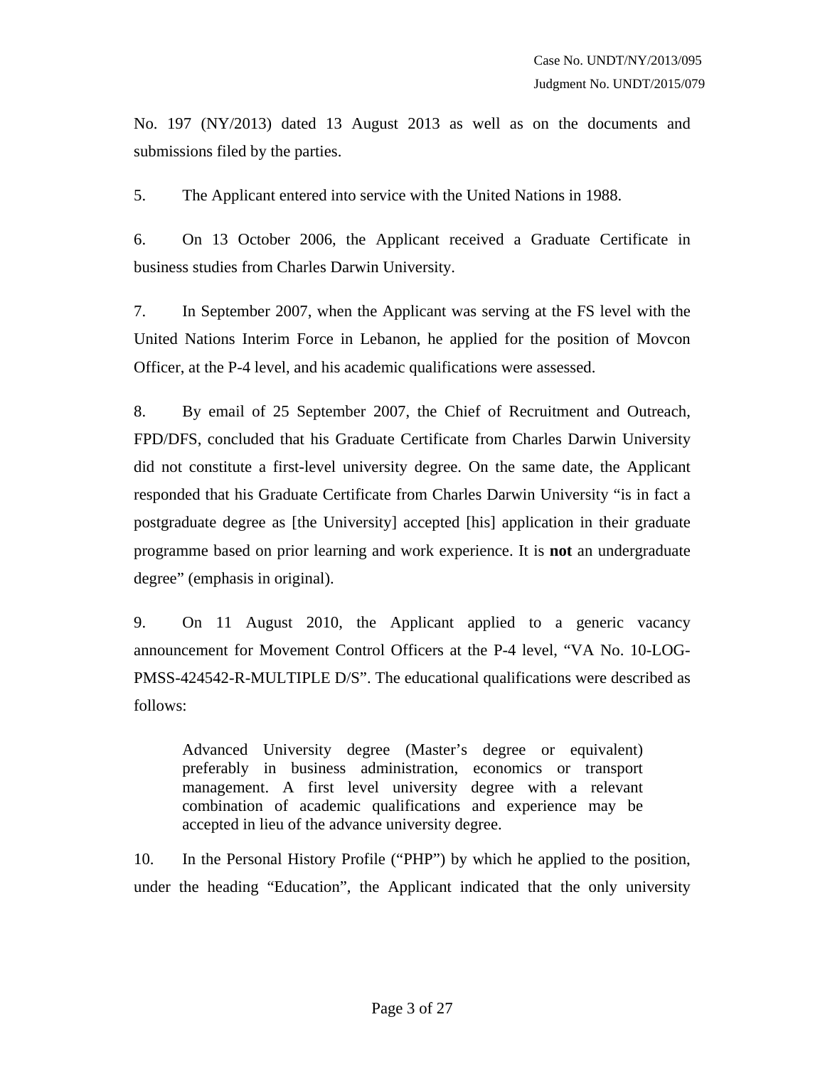No. 197 (NY/2013) dated 13 August 2013 as well as on the documents and submissions filed by the parties.

5. The Applicant entered into service with the United Nations in 1988.

6. On 13 October 2006, the Applicant received a Graduate Certificate in business studies from Charles Darwin University.

7. In September 2007, when the Applicant was serving at the FS level with the United Nations Interim Force in Lebanon, he applied for the position of Movcon Officer, at the P-4 level, and his academic qualifications were assessed.

8. By email of 25 September 2007, the Chief of Recruitment and Outreach, FPD/DFS, concluded that his Graduate Certificate from Charles Darwin University did not constitute a first-level university degree. On the same date, the Applicant responded that his Graduate Certificate from Charles Darwin University "is in fact a postgraduate degree as [the University] accepted [his] application in their graduate programme based on prior learning and work experience. It is **not** an undergraduate degree" (emphasis in original).

9. On 11 August 2010, the Applicant applied to a generic vacancy announcement for Movement Control Officers at the P-4 level, "VA No. 10-LOG-PMSS-424542-R-MULTIPLE D/S". The educational qualifications were described as follows:

> Advanced University degree (Master's degree or equivalent) preferably in business administration, economics or transport management. A first level university degree with a relevant combination of academic qualifications and experience may be accepted in lieu of the advance university degree.

10. In the Personal History Profile ("PHP") by which he applied to the position, under the heading "Education", the Applicant indicated that the only university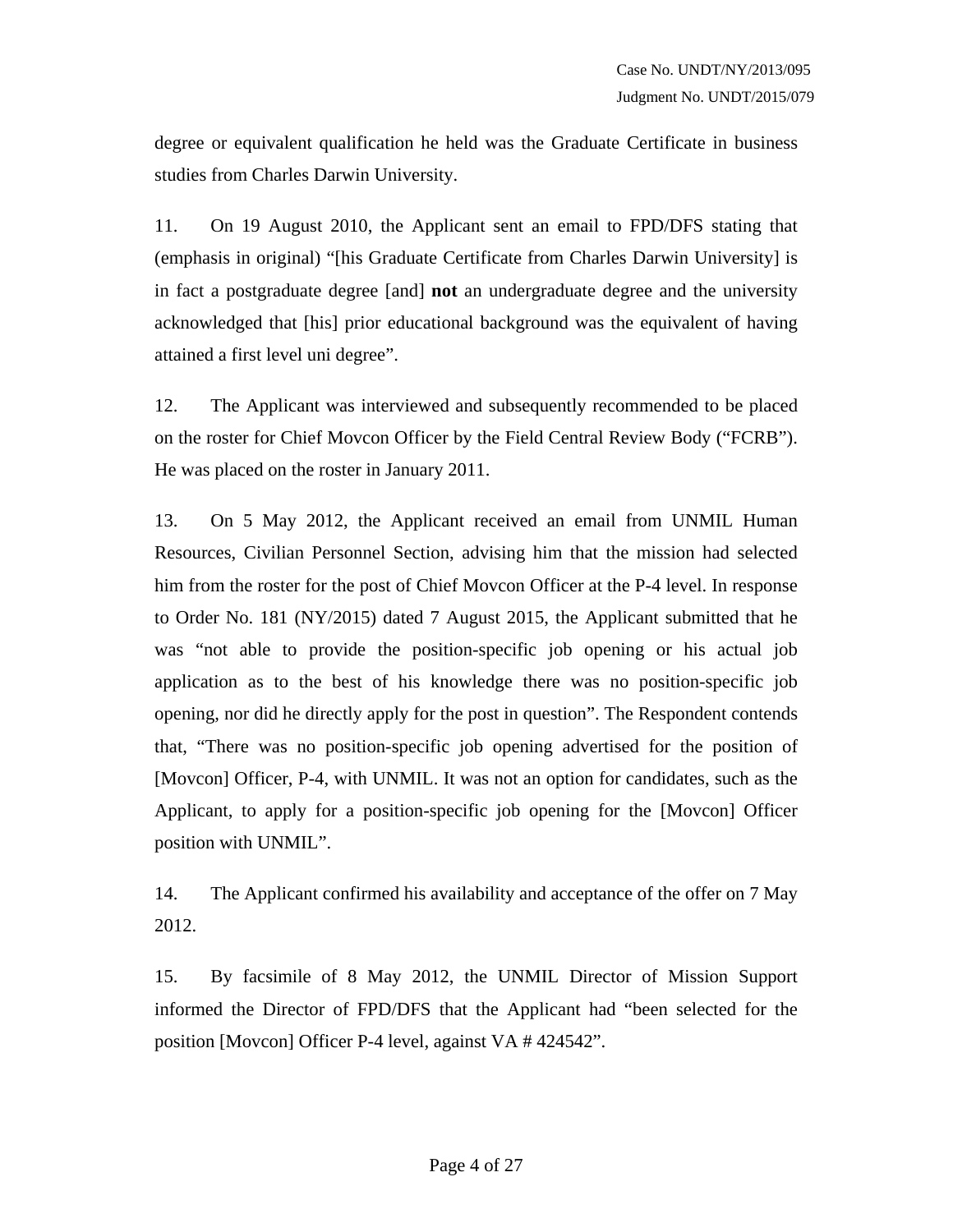degree or equivalent qualification he held was the Graduate Certificate in business studies from Charles Darwin University.

11. On 19 August 2010, the Applicant sent an email to FPD/DFS stating that (emphasis in original) "[his Graduate Certificate from Charles Darwin University] is in fact a postgraduate degree [and] **not** an undergraduate degree and the university acknowledged that [his] prior educational background was the equivalent of having attained a first level uni degree".

12. The Applicant was interviewed and subsequently recommended to be placed on the roster for Chief Movcon Officer by the Field Central Review Body ("FCRB"). He was placed on the roster in January 2011.

13. On 5 May 2012, the Applicant received an email from UNMIL Human Resources, Civilian Personnel Section, advising him that the mission had selected him from the roster for the post of Chief Movcon Officer at the P-4 level. In response to Order No. 181 (NY/2015) dated 7 August 2015, the Applicant submitted that he was "not able to provide the position-specific job opening or his actual job application as to the best of his knowledge there was no position-specific job opening, nor did he directly apply for the post in question". The Respondent contends that, "There was no position-specific job opening advertised for the position of [Movcon] Officer, P-4, with UNMIL. It was not an option for candidates, such as the Applicant, to apply for a position-specific job opening for the [Movcon] Officer position with UNMIL".

14. The Applicant confirmed his availability and acceptance of the offer on 7 May 2012.

15. By facsimile of 8 May 2012, the UNMIL Director of Mission Support informed the Director of FPD/DFS that the Applicant had "been selected for the position [Movcon] Officer P-4 level, against VA # 424542".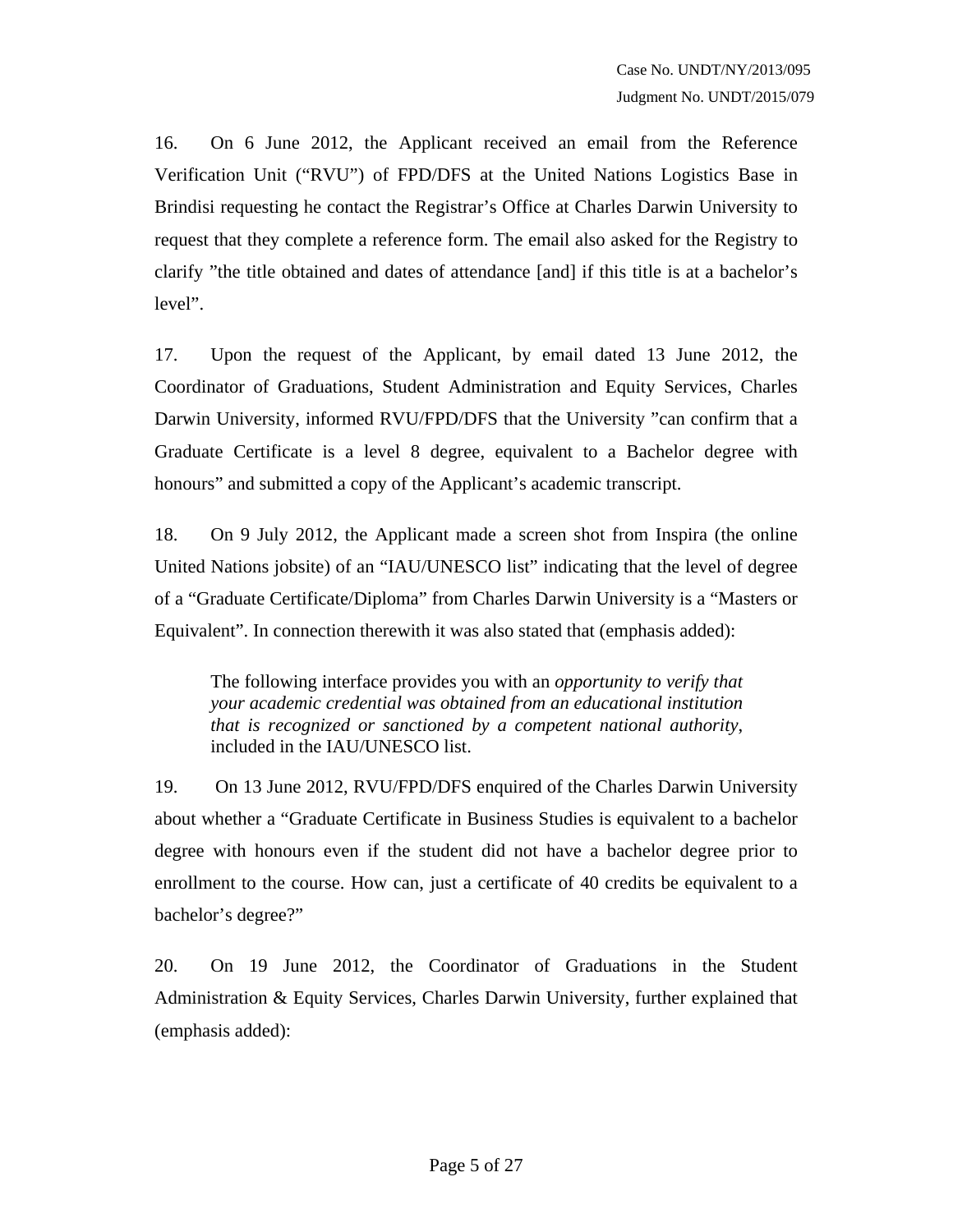16. On 6 June 2012, the Applicant received an email from the Reference Verification Unit ("RVU") of FPD/DFS at the United Nations Logistics Base in Brindisi requesting he contact the Registrar's Office at Charles Darwin University to request that they complete a reference form. The email also asked for the Registry to clarify "the title obtained and dates of attendance [and] if this title is at a bachelor's level".

17. Upon the request of the Applicant, by email dated 13 June 2012, the Coordinator of Graduations, Student Administration and Equity Services, Charles Darwin University, informed RVU/FPD/DFS that the University "can confirm that a Graduate Certificate is a level 8 degree, equivalent to a Bachelor degree with honours" and submitted a copy of the Applicant's academic transcript.

18. On 9 July 2012, the Applicant made a screen shot from Inspira (the online United Nations jobsite) of an "IAU/UNESCO list" indicating that the level of degree of a "Graduate Certificate/Diploma" from Charles Darwin University is a "Masters or Equivalent". In connection therewith it was also stated that (emphasis added):

> The following interface provides you with an *opportunity to verify that your academic credential was obtained from an educational institution that is recognized or sanctioned by a competent national authority*, included in the IAU/UNESCO list.

19. On 13 June 2012, RVU/FPD/DFS enquired of the Charles Darwin University about whether a "Graduate Certificate in Business Studies is equivalent to a bachelor degree with honours even if the student did not have a bachelor degree prior to enrollment to the course. How can, just a certificate of 40 credits be equivalent to a bachelor's degree?"

20. On 19 June 2012, the Coordinator of Graduations in the Student Administration & Equity Services, Charles Darwin University, further explained that (emphasis added):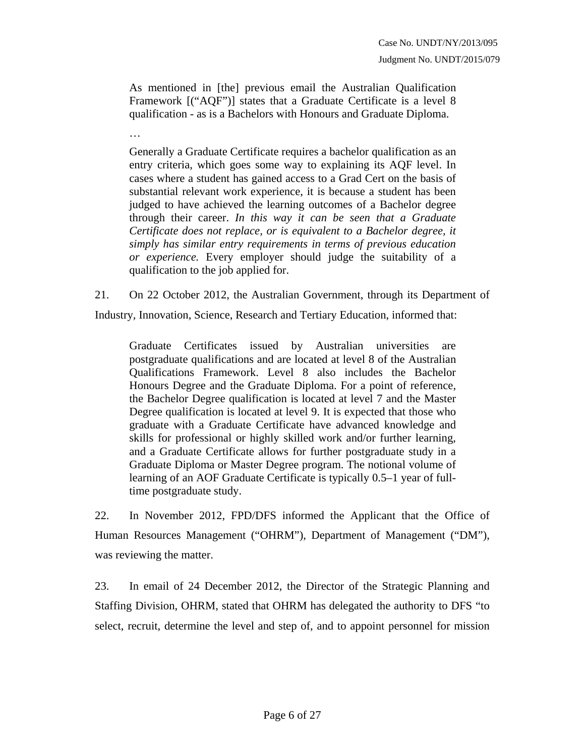> As mentioned in [the] previous email the Australian Qualification Framework [("AQF")] states that a Graduate Certificate is a level 8 qualification - as is a Bachelors with Honours and Graduate Diploma.
>
> …
>
> Generally a Graduate Certificate requires a bachelor qualification as an entry criteria, which goes some way to explaining its AQF level. In cases where a student has gained access to a Grad Cert on the basis of substantial relevant work experience, it is because a student has been judged to have achieved the learning outcomes of a Bachelor degree through their career. *In this way it can be seen that a Graduate Certificate does not replace, or is equivalent to a Bachelor degree, it simply has similar entry requirements in terms of previous education or experience.* Every employer should judge the suitability of a qualification to the job applied for.

21. On 22 October 2012, the Australian Government, through its Department of Industry, Innovation, Science, Research and Tertiary Education, informed that:

> Graduate Certificates issued by Australian universities are postgraduate qualifications and are located at level 8 of the Australian Qualifications Framework. Level 8 also includes the Bachelor Honours Degree and the Graduate Diploma. For a point of reference, the Bachelor Degree qualification is located at level 7 and the Master Degree qualification is located at level 9. It is expected that those who graduate with a Graduate Certificate have advanced knowledge and skills for professional or highly skilled work and/or further learning, and a Graduate Certificate allows for further postgraduate study in a Graduate Diploma or Master Degree program. The notional volume of learning of an AOF Graduate Certificate is typically 0.5–1 year of full-time postgraduate study.

22. In November 2012, FPD/DFS informed the Applicant that the Office of Human Resources Management ("OHRM"), Department of Management ("DM"), was reviewing the matter.

23. In email of 24 December 2012, the Director of the Strategic Planning and Staffing Division, OHRM, stated that OHRM has delegated the authority to DFS "to select, recruit, determine the level and step of, and to appoint personnel for mission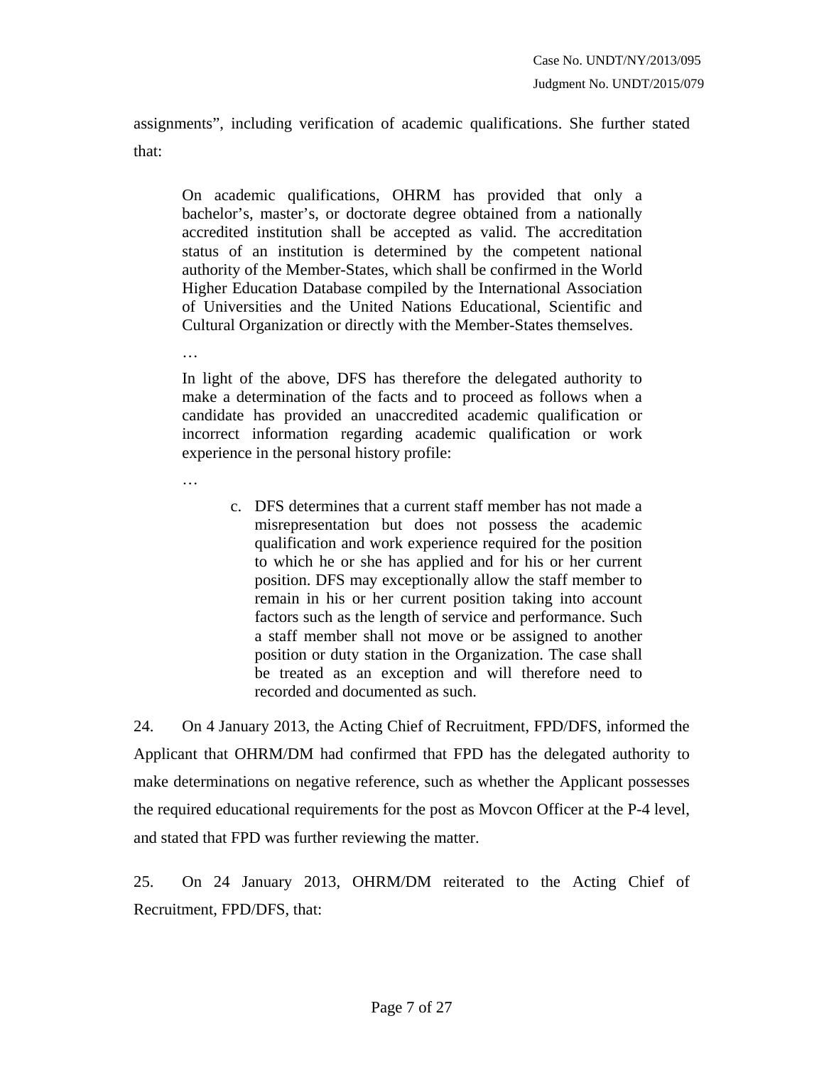assignments", including verification of academic qualifications. She further stated that:

> On academic qualifications, OHRM has provided that only a bachelor's, master's, or doctorate degree obtained from a nationally accredited institution shall be accepted as valid. The accreditation status of an institution is determined by the competent national authority of the Member-States, which shall be confirmed in the World Higher Education Database compiled by the International Association of Universities and the United Nations Educational, Scientific and Cultural Organization or directly with the Member-States themselves.
>
> …
>
> In light of the above, DFS has therefore the delegated authority to make a determination of the facts and to proceed as follows when a candidate has provided an unaccredited academic qualification or incorrect information regarding academic qualification or work experience in the personal history profile:
>
> …
>
> > c. DFS determines that a current staff member has not made a misrepresentation but does not possess the academic qualification and work experience required for the position to which he or she has applied and for his or her current position. DFS may exceptionally allow the staff member to remain in his or her current position taking into account factors such as the length of service and performance. Such a staff member shall not move or be assigned to another position or duty station in the Organization. The case shall be treated as an exception and will therefore need to recorded and documented as such.

24. On 4 January 2013, the Acting Chief of Recruitment, FPD/DFS, informed the Applicant that OHRM/DM had confirmed that FPD has the delegated authority to make determinations on negative reference, such as whether the Applicant possesses the required educational requirements for the post as Movcon Officer at the P-4 level, and stated that FPD was further reviewing the matter.

25. On 24 January 2013, OHRM/DM reiterated to the Acting Chief of Recruitment, FPD/DFS, that: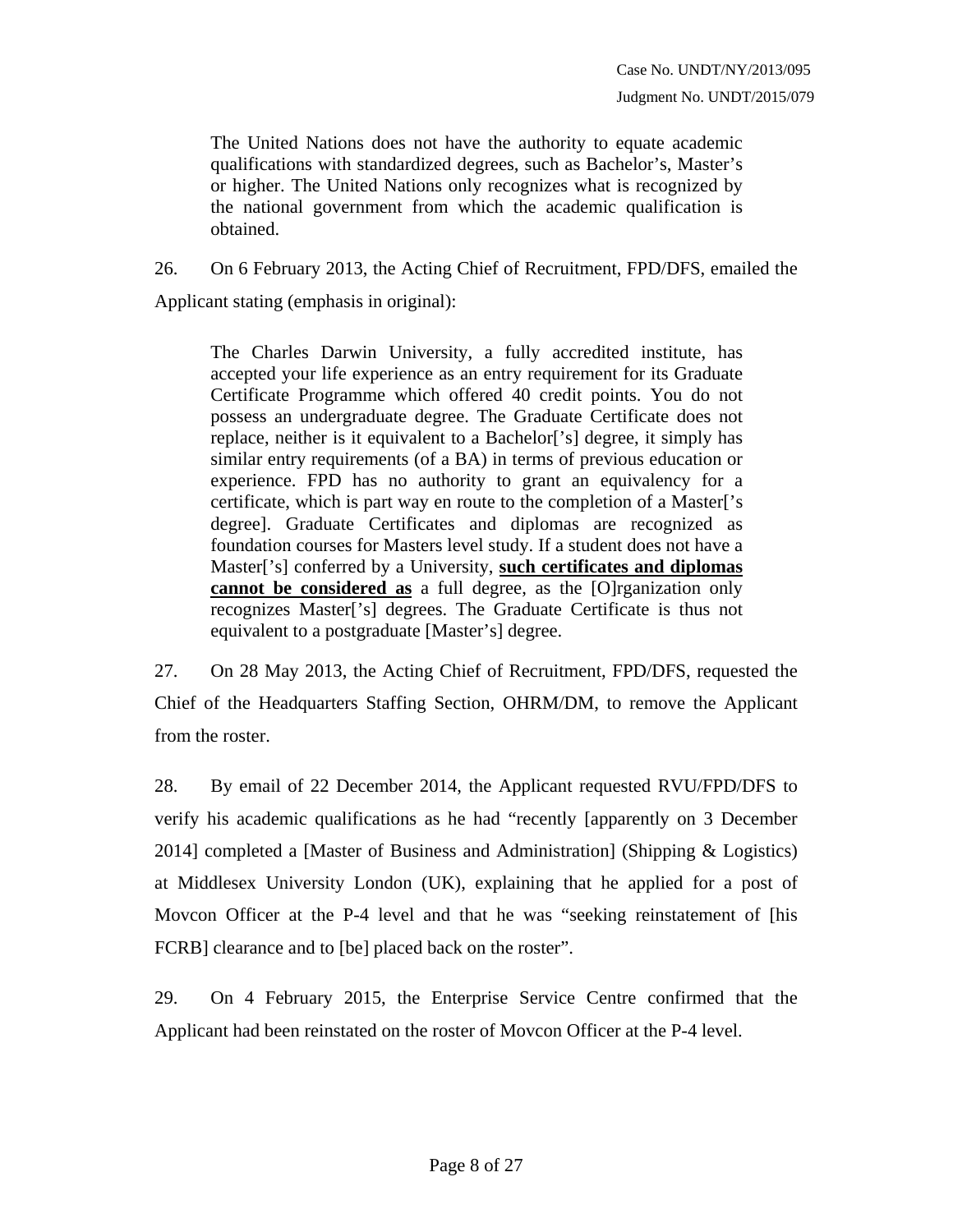> The United Nations does not have the authority to equate academic qualifications with standardized degrees, such as Bachelor's, Master's or higher. The United Nations only recognizes what is recognized by the national government from which the academic qualification is obtained.

26. On 6 February 2013, the Acting Chief of Recruitment, FPD/DFS, emailed the Applicant stating (emphasis in original):

> The Charles Darwin University, a fully accredited institute, has accepted your life experience as an entry requirement for its Graduate Certificate Programme which offered 40 credit points. You do not possess an undergraduate degree. The Graduate Certificate does not replace, neither is it equivalent to a Bachelor['s] degree, it simply has similar entry requirements (of a BA) in terms of previous education or experience. FPD has no authority to grant an equivalency for a certificate, which is part way en route to the completion of a Master['s degree]. Graduate Certificates and diplomas are recognized as foundation courses for Masters level study. If a student does not have a Master['s] conferred by a University, <u>**such certificates and diplomas cannot be considered as**</u> a full degree, as the [O]rganization only recognizes Master['s] degrees. The Graduate Certificate is thus not equivalent to a postgraduate [Master's] degree.

27. On 28 May 2013, the Acting Chief of Recruitment, FPD/DFS, requested the Chief of the Headquarters Staffing Section, OHRM/DM, to remove the Applicant from the roster.

28. By email of 22 December 2014, the Applicant requested RVU/FPD/DFS to verify his academic qualifications as he had "recently [apparently on 3 December 2014] completed a [Master of Business and Administration] (Shipping & Logistics) at Middlesex University London (UK), explaining that he applied for a post of Movcon Officer at the P-4 level and that he was "seeking reinstatement of [his FCRB] clearance and to [be] placed back on the roster".

29. On 4 February 2015, the Enterprise Service Centre confirmed that the Applicant had been reinstated on the roster of Movcon Officer at the P-4 level.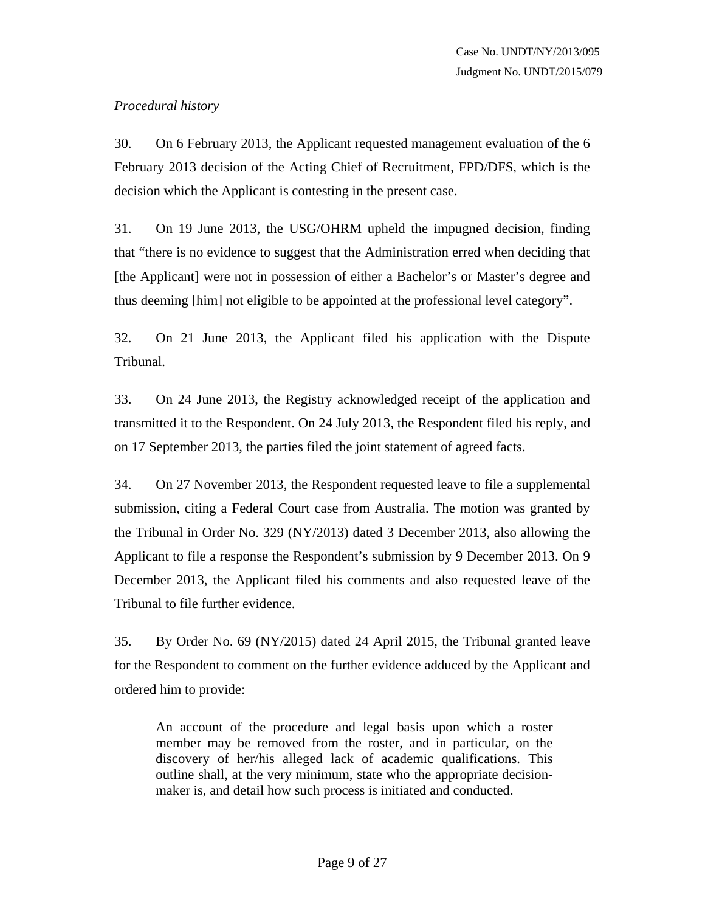*Procedural history*

30. On 6 February 2013, the Applicant requested management evaluation of the 6 February 2013 decision of the Acting Chief of Recruitment, FPD/DFS, which is the decision which the Applicant is contesting in the present case.

31. On 19 June 2013, the USG/OHRM upheld the impugned decision, finding that "there is no evidence to suggest that the Administration erred when deciding that [the Applicant] were not in possession of either a Bachelor's or Master's degree and thus deeming [him] not eligible to be appointed at the professional level category".

32. On 21 June 2013, the Applicant filed his application with the Dispute Tribunal.

33. On 24 June 2013, the Registry acknowledged receipt of the application and transmitted it to the Respondent. On 24 July 2013, the Respondent filed his reply, and on 17 September 2013, the parties filed the joint statement of agreed facts.

34. On 27 November 2013, the Respondent requested leave to file a supplemental submission, citing a Federal Court case from Australia. The motion was granted by the Tribunal in Order No. 329 (NY/2013) dated 3 December 2013, also allowing the Applicant to file a response the Respondent's submission by 9 December 2013. On 9 December 2013, the Applicant filed his comments and also requested leave of the Tribunal to file further evidence.

35. By Order No. 69 (NY/2015) dated 24 April 2015, the Tribunal granted leave for the Respondent to comment on the further evidence adduced by the Applicant and ordered him to provide:

> An account of the procedure and legal basis upon which a roster member may be removed from the roster, and in particular, on the discovery of her/his alleged lack of academic qualifications. This outline shall, at the very minimum, state who the appropriate decision-maker is, and detail how such process is initiated and conducted.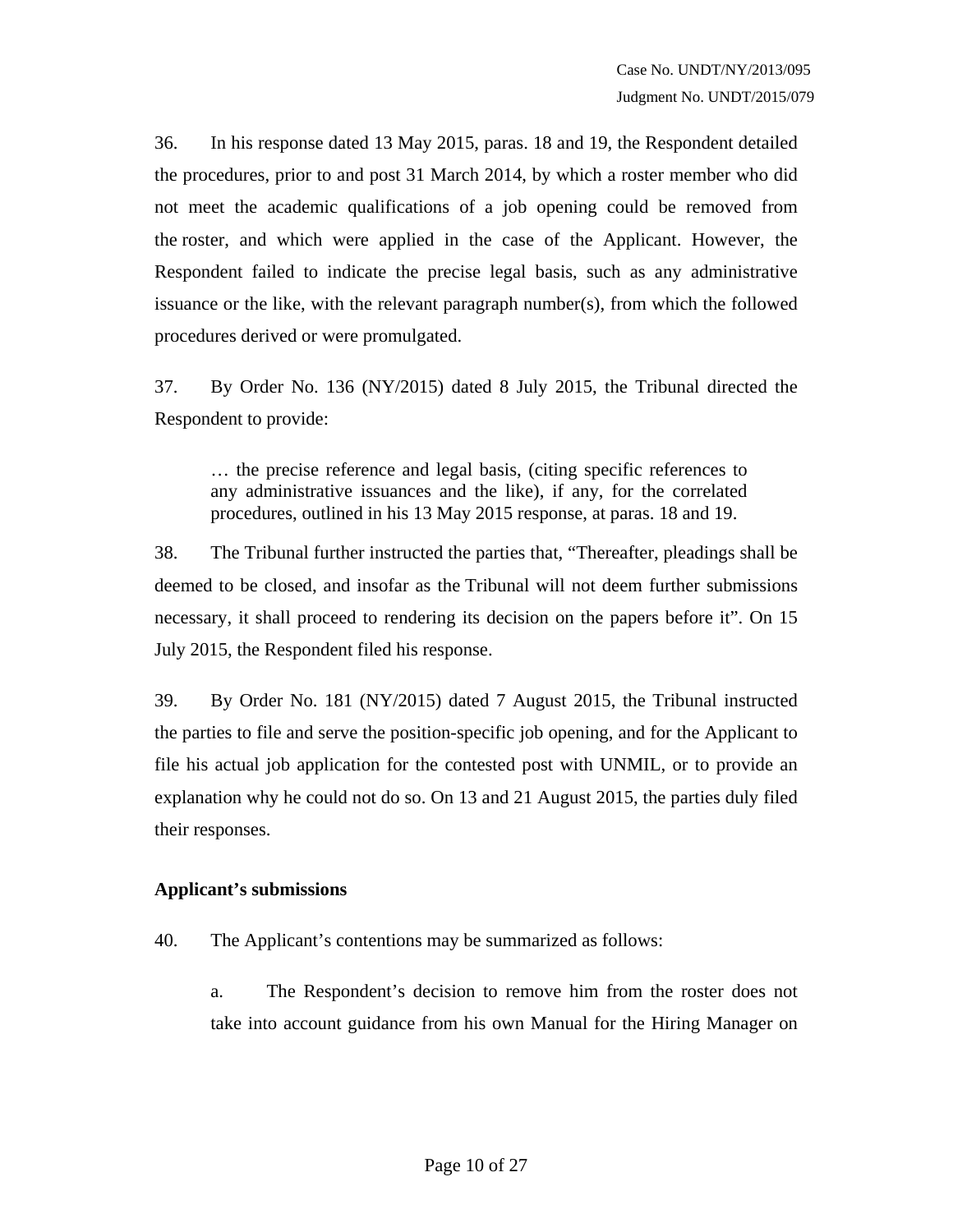36. In his response dated 13 May 2015, paras. 18 and 19, the Respondent detailed the procedures, prior to and post 31 March 2014, by which a roster member who did not meet the academic qualifications of a job opening could be removed from the roster, and which were applied in the case of the Applicant. However, the Respondent failed to indicate the precise legal basis, such as any administrative issuance or the like, with the relevant paragraph number(s), from which the followed procedures derived or were promulgated.

37. By Order No. 136 (NY/2015) dated 8 July 2015, the Tribunal directed the Respondent to provide:

> … the precise reference and legal basis, (citing specific references to any administrative issuances and the like), if any, for the correlated procedures, outlined in his 13 May 2015 response, at paras. 18 and 19.

38. The Tribunal further instructed the parties that, "Thereafter, pleadings shall be deemed to be closed, and insofar as the Tribunal will not deem further submissions necessary, it shall proceed to rendering its decision on the papers before it". On 15 July 2015, the Respondent filed his response.

39. By Order No. 181 (NY/2015) dated 7 August 2015, the Tribunal instructed the parties to file and serve the position-specific job opening, and for the Applicant to file his actual job application for the contested post with UNMIL, or to provide an explanation why he could not do so. On 13 and 21 August 2015, the parties duly filed their responses.

**Applicant's submissions**

40. The Applicant's contentions may be summarized as follows:

a. The Respondent's decision to remove him from the roster does not take into account guidance from his own Manual for the Hiring Manager on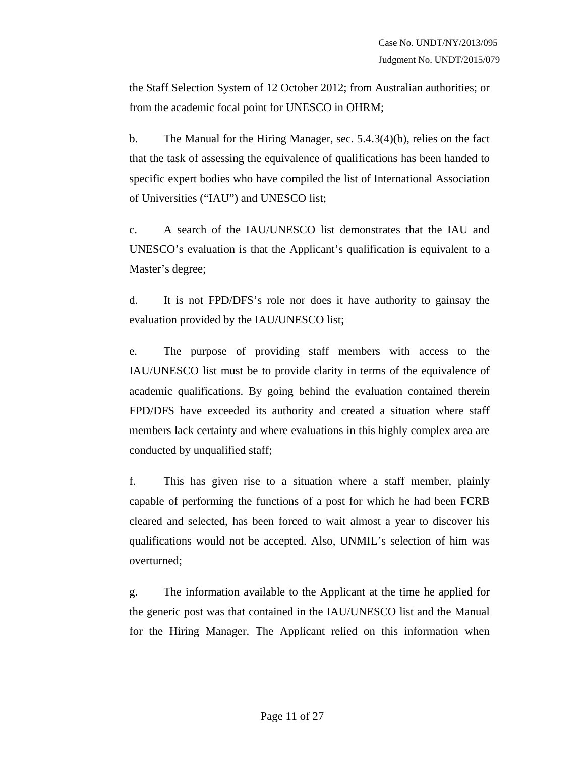the Staff Selection System of 12 October 2012; from Australian authorities; or from the academic focal point for UNESCO in OHRM;

b. The Manual for the Hiring Manager, sec. 5.4.3(4)(b), relies on the fact that the task of assessing the equivalence of qualifications has been handed to specific expert bodies who have compiled the list of International Association of Universities ("IAU") and UNESCO list;

c. A search of the IAU/UNESCO list demonstrates that the IAU and UNESCO's evaluation is that the Applicant's qualification is equivalent to a Master's degree;

d. It is not FPD/DFS's role nor does it have authority to gainsay the evaluation provided by the IAU/UNESCO list;

e. The purpose of providing staff members with access to the IAU/UNESCO list must be to provide clarity in terms of the equivalence of academic qualifications. By going behind the evaluation contained therein FPD/DFS have exceeded its authority and created a situation where staff members lack certainty and where evaluations in this highly complex area are conducted by unqualified staff;

f. This has given rise to a situation where a staff member, plainly capable of performing the functions of a post for which he had been FCRB cleared and selected, has been forced to wait almost a year to discover his qualifications would not be accepted. Also, UNMIL's selection of him was overturned;

g. The information available to the Applicant at the time he applied for the generic post was that contained in the IAU/UNESCO list and the Manual for the Hiring Manager. The Applicant relied on this information when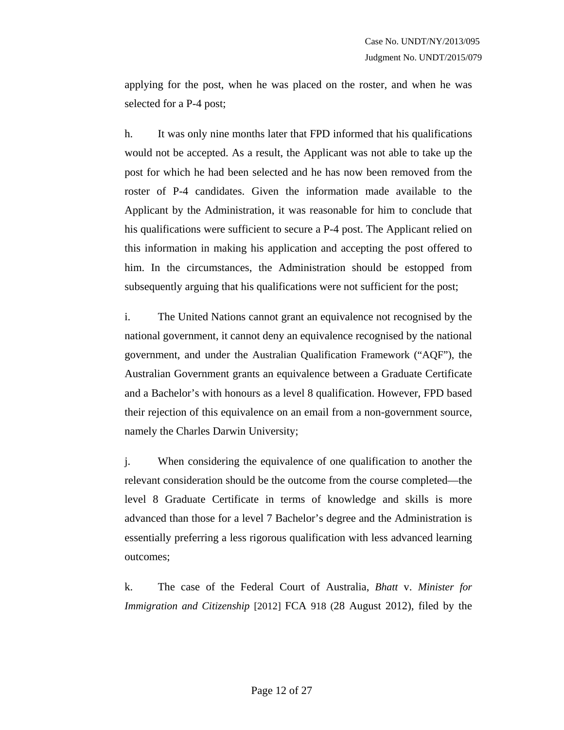applying for the post, when he was placed on the roster, and when he was selected for a P-4 post;

h. It was only nine months later that FPD informed that his qualifications would not be accepted. As a result, the Applicant was not able to take up the post for which he had been selected and he has now been removed from the roster of P-4 candidates. Given the information made available to the Applicant by the Administration, it was reasonable for him to conclude that his qualifications were sufficient to secure a P-4 post. The Applicant relied on this information in making his application and accepting the post offered to him. In the circumstances, the Administration should be estopped from subsequently arguing that his qualifications were not sufficient for the post;

i. The United Nations cannot grant an equivalence not recognised by the national government, it cannot deny an equivalence recognised by the national government, and under the Australian Qualification Framework ("AQF"), the Australian Government grants an equivalence between a Graduate Certificate and a Bachelor's with honours as a level 8 qualification. However, FPD based their rejection of this equivalence on an email from a non-government source, namely the Charles Darwin University;

j. When considering the equivalence of one qualification to another the relevant consideration should be the outcome from the course completed—the level 8 Graduate Certificate in terms of knowledge and skills is more advanced than those for a level 7 Bachelor's degree and the Administration is essentially preferring a less rigorous qualification with less advanced learning outcomes;

k. The case of the Federal Court of Australia, *Bhatt* v. *Minister for Immigration and Citizenship* [2012] FCA 918 (28 August 2012), filed by the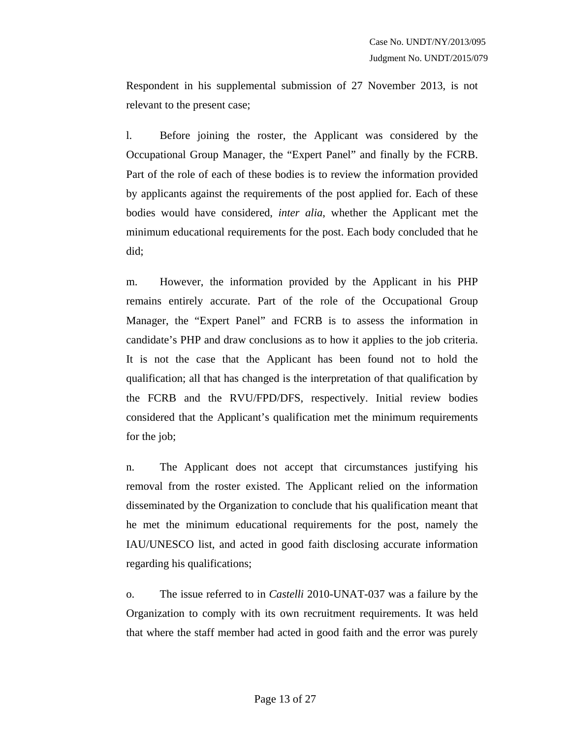Respondent in his supplemental submission of 27 November 2013, is not relevant to the present case;

l. Before joining the roster, the Applicant was considered by the Occupational Group Manager, the "Expert Panel" and finally by the FCRB. Part of the role of each of these bodies is to review the information provided by applicants against the requirements of the post applied for. Each of these bodies would have considered, *inter alia*, whether the Applicant met the minimum educational requirements for the post. Each body concluded that he did;

m. However, the information provided by the Applicant in his PHP remains entirely accurate. Part of the role of the Occupational Group Manager, the "Expert Panel" and FCRB is to assess the information in candidate's PHP and draw conclusions as to how it applies to the job criteria. It is not the case that the Applicant has been found not to hold the qualification; all that has changed is the interpretation of that qualification by the FCRB and the RVU/FPD/DFS, respectively. Initial review bodies considered that the Applicant's qualification met the minimum requirements for the job;

n. The Applicant does not accept that circumstances justifying his removal from the roster existed. The Applicant relied on the information disseminated by the Organization to conclude that his qualification meant that he met the minimum educational requirements for the post, namely the IAU/UNESCO list, and acted in good faith disclosing accurate information regarding his qualifications;

o. The issue referred to in *Castelli* 2010-UNAT-037 was a failure by the Organization to comply with its own recruitment requirements. It was held that where the staff member had acted in good faith and the error was purely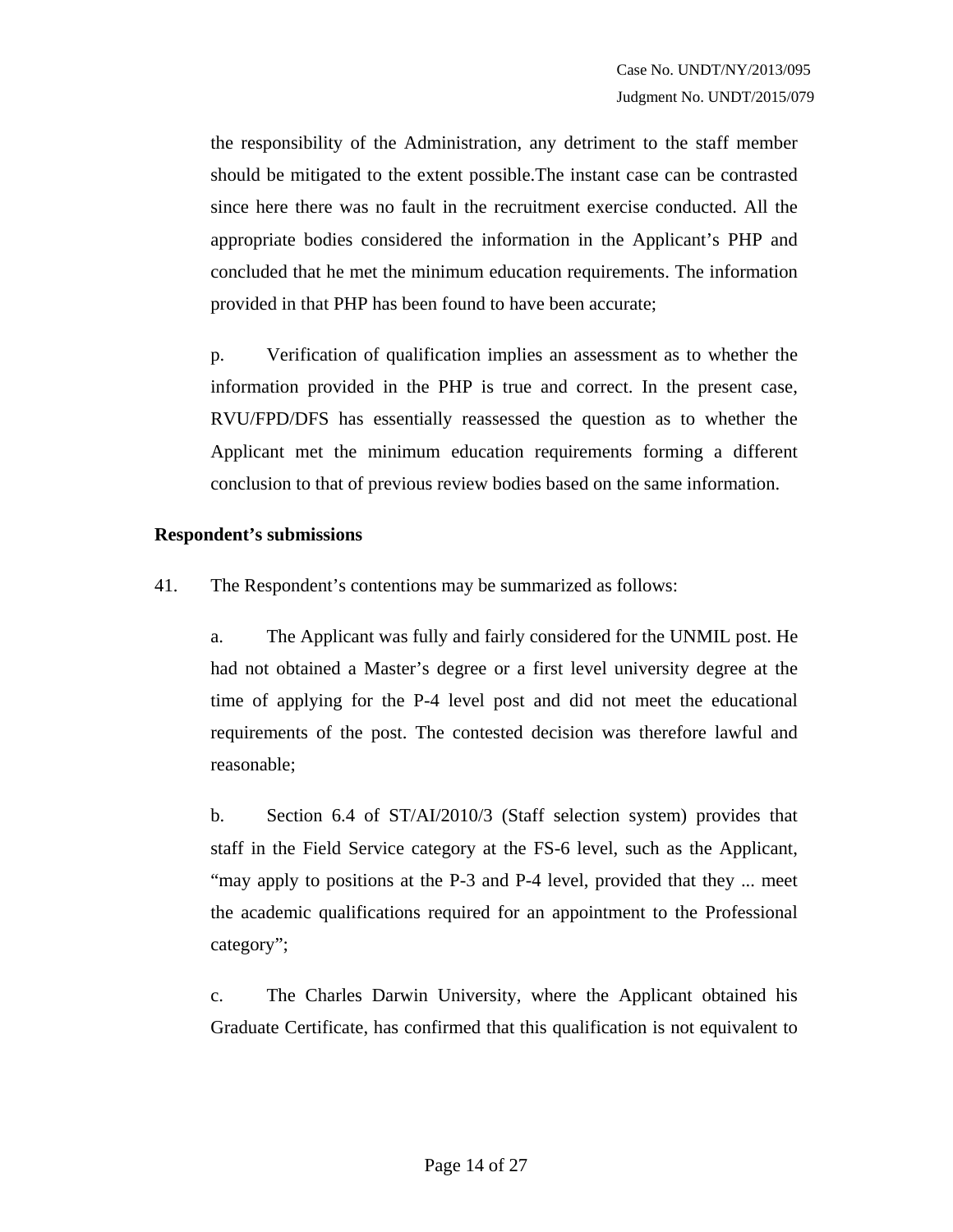the responsibility of the Administration, any detriment to the staff member should be mitigated to the extent possible.The instant case can be contrasted since here there was no fault in the recruitment exercise conducted. All the appropriate bodies considered the information in the Applicant's PHP and concluded that he met the minimum education requirements. The information provided in that PHP has been found to have been accurate;

p. Verification of qualification implies an assessment as to whether the information provided in the PHP is true and correct. In the present case, RVU/FPD/DFS has essentially reassessed the question as to whether the Applicant met the minimum education requirements forming a different conclusion to that of previous review bodies based on the same information.

**Respondent's submissions**

41. The Respondent's contentions may be summarized as follows:

a. The Applicant was fully and fairly considered for the UNMIL post. He had not obtained a Master's degree or a first level university degree at the time of applying for the P-4 level post and did not meet the educational requirements of the post. The contested decision was therefore lawful and reasonable;

b. Section 6.4 of ST/AI/2010/3 (Staff selection system) provides that staff in the Field Service category at the FS-6 level, such as the Applicant, "may apply to positions at the P-3 and P-4 level, provided that they ... meet the academic qualifications required for an appointment to the Professional category";

c. The Charles Darwin University, where the Applicant obtained his Graduate Certificate, has confirmed that this qualification is not equivalent to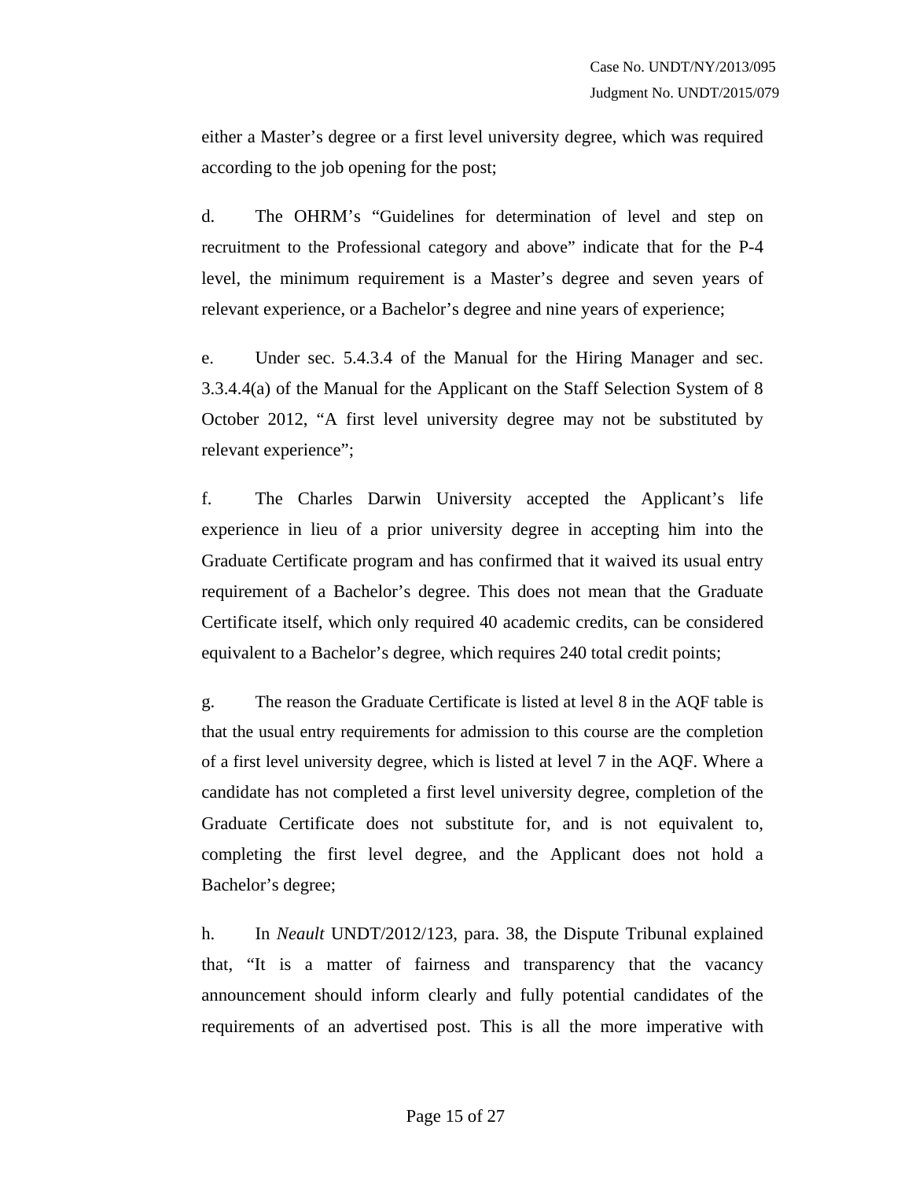either a Master's degree or a first level university degree, which was required according to the job opening for the post;

d. The OHRM's "Guidelines for determination of level and step on recruitment to the Professional category and above" indicate that for the P-4 level, the minimum requirement is a Master's degree and seven years of relevant experience, or a Bachelor's degree and nine years of experience;

e. Under sec. 5.4.3.4 of the Manual for the Hiring Manager and sec. 3.3.4.4(a) of the Manual for the Applicant on the Staff Selection System of 8 October 2012, "A first level university degree may not be substituted by relevant experience";

f. The Charles Darwin University accepted the Applicant's life experience in lieu of a prior university degree in accepting him into the Graduate Certificate program and has confirmed that it waived its usual entry requirement of a Bachelor's degree. This does not mean that the Graduate Certificate itself, which only required 40 academic credits, can be considered equivalent to a Bachelor's degree, which requires 240 total credit points;

g. The reason the Graduate Certificate is listed at level 8 in the AQF table is that the usual entry requirements for admission to this course are the completion of a first level university degree, which is listed at level 7 in the AQF. Where a candidate has not completed a first level university degree, completion of the Graduate Certificate does not substitute for, and is not equivalent to, completing the first level degree, and the Applicant does not hold a Bachelor's degree;

h. In *Neault* UNDT/2012/123, para. 38, the Dispute Tribunal explained that, "It is a matter of fairness and transparency that the vacancy announcement should inform clearly and fully potential candidates of the requirements of an advertised post. This is all the more imperative with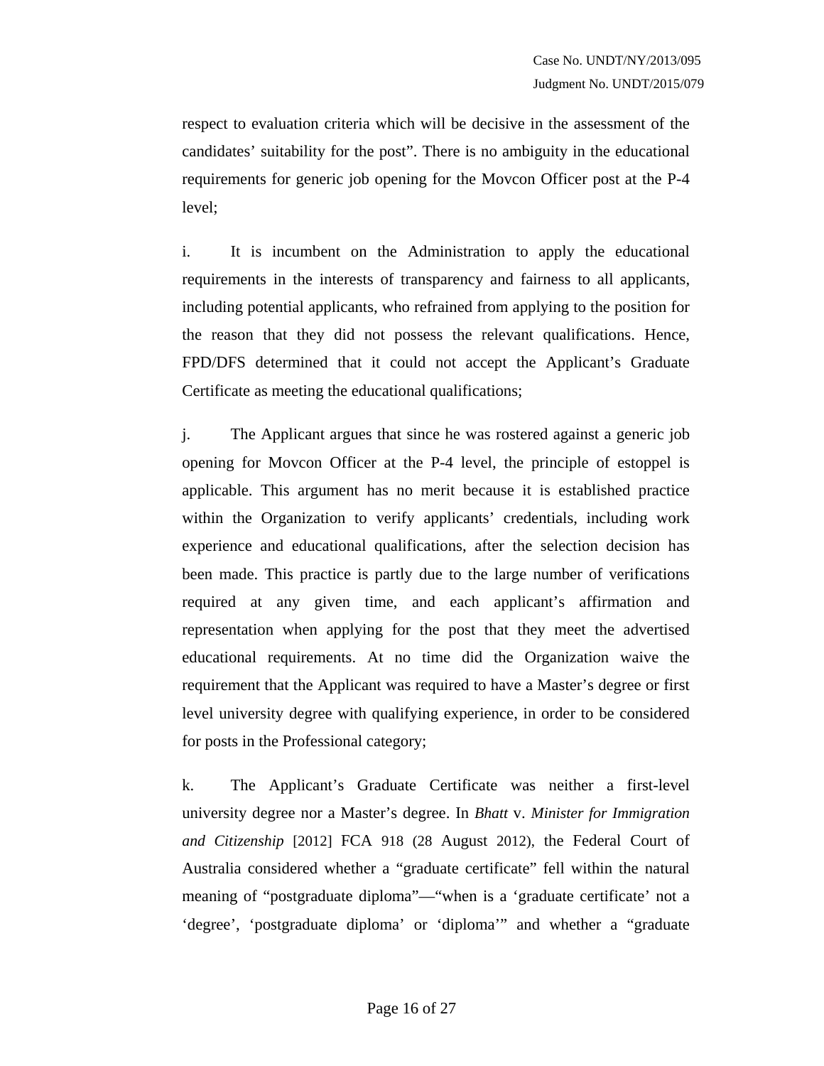respect to evaluation criteria which will be decisive in the assessment of the candidates' suitability for the post". There is no ambiguity in the educational requirements for generic job opening for the Movcon Officer post at the P-4 level;

i. It is incumbent on the Administration to apply the educational requirements in the interests of transparency and fairness to all applicants, including potential applicants, who refrained from applying to the position for the reason that they did not possess the relevant qualifications. Hence, FPD/DFS determined that it could not accept the Applicant's Graduate Certificate as meeting the educational qualifications;

j. The Applicant argues that since he was rostered against a generic job opening for Movcon Officer at the P-4 level, the principle of estoppel is applicable. This argument has no merit because it is established practice within the Organization to verify applicants' credentials, including work experience and educational qualifications, after the selection decision has been made. This practice is partly due to the large number of verifications required at any given time, and each applicant's affirmation and representation when applying for the post that they meet the advertised educational requirements. At no time did the Organization waive the requirement that the Applicant was required to have a Master's degree or first level university degree with qualifying experience, in order to be considered for posts in the Professional category;

k. The Applicant's Graduate Certificate was neither a first-level university degree nor a Master's degree. In *Bhatt* v. *Minister for Immigration and Citizenship* [2012] FCA 918 (28 August 2012), the Federal Court of Australia considered whether a "graduate certificate" fell within the natural meaning of "postgraduate diploma"—"when is a 'graduate certificate' not a 'degree', 'postgraduate diploma' or 'diploma'" and whether a "graduate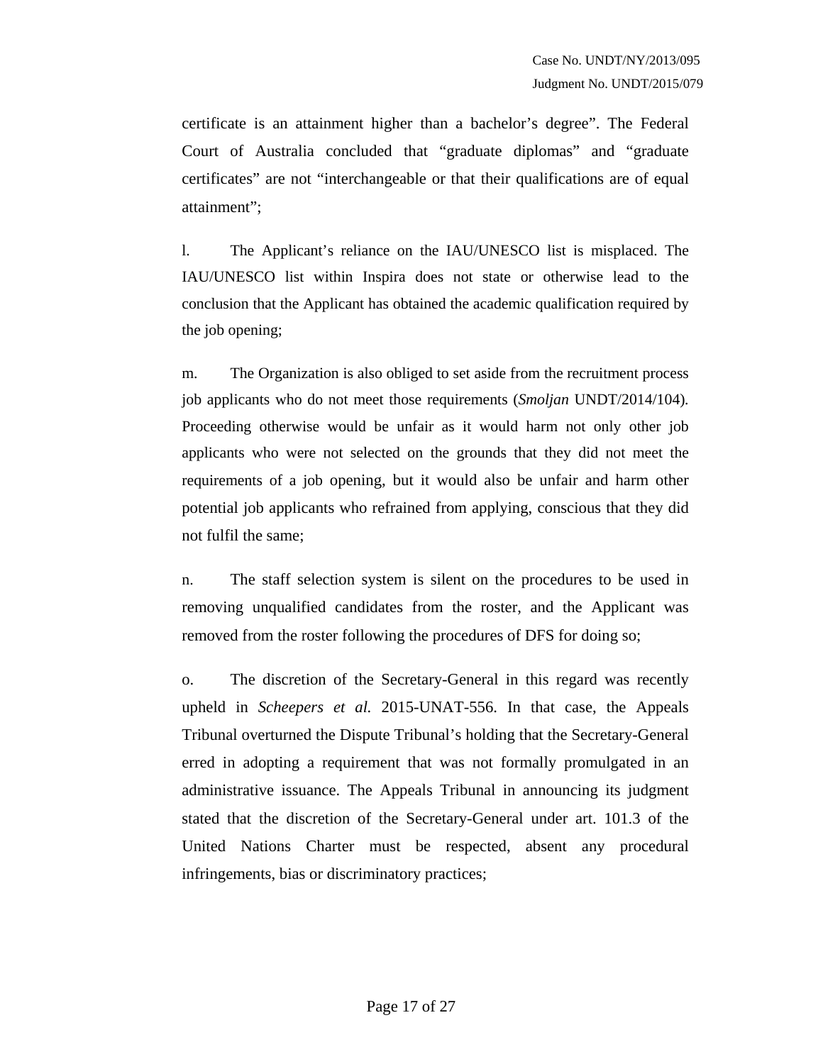certificate is an attainment higher than a bachelor's degree". The Federal Court of Australia concluded that "graduate diplomas" and "graduate certificates" are not "interchangeable or that their qualifications are of equal attainment";

l. The Applicant's reliance on the IAU/UNESCO list is misplaced. The IAU/UNESCO list within Inspira does not state or otherwise lead to the conclusion that the Applicant has obtained the academic qualification required by the job opening;

m. The Organization is also obliged to set aside from the recruitment process job applicants who do not meet those requirements (*Smoljan* UNDT/2014/104). Proceeding otherwise would be unfair as it would harm not only other job applicants who were not selected on the grounds that they did not meet the requirements of a job opening, but it would also be unfair and harm other potential job applicants who refrained from applying, conscious that they did not fulfil the same;

n. The staff selection system is silent on the procedures to be used in removing unqualified candidates from the roster, and the Applicant was removed from the roster following the procedures of DFS for doing so;

o. The discretion of the Secretary-General in this regard was recently upheld in *Scheepers et al.* 2015-UNAT-556. In that case, the Appeals Tribunal overturned the Dispute Tribunal's holding that the Secretary-General erred in adopting a requirement that was not formally promulgated in an administrative issuance. The Appeals Tribunal in announcing its judgment stated that the discretion of the Secretary-General under art. 101.3 of the United Nations Charter must be respected, absent any procedural infringements, bias or discriminatory practices;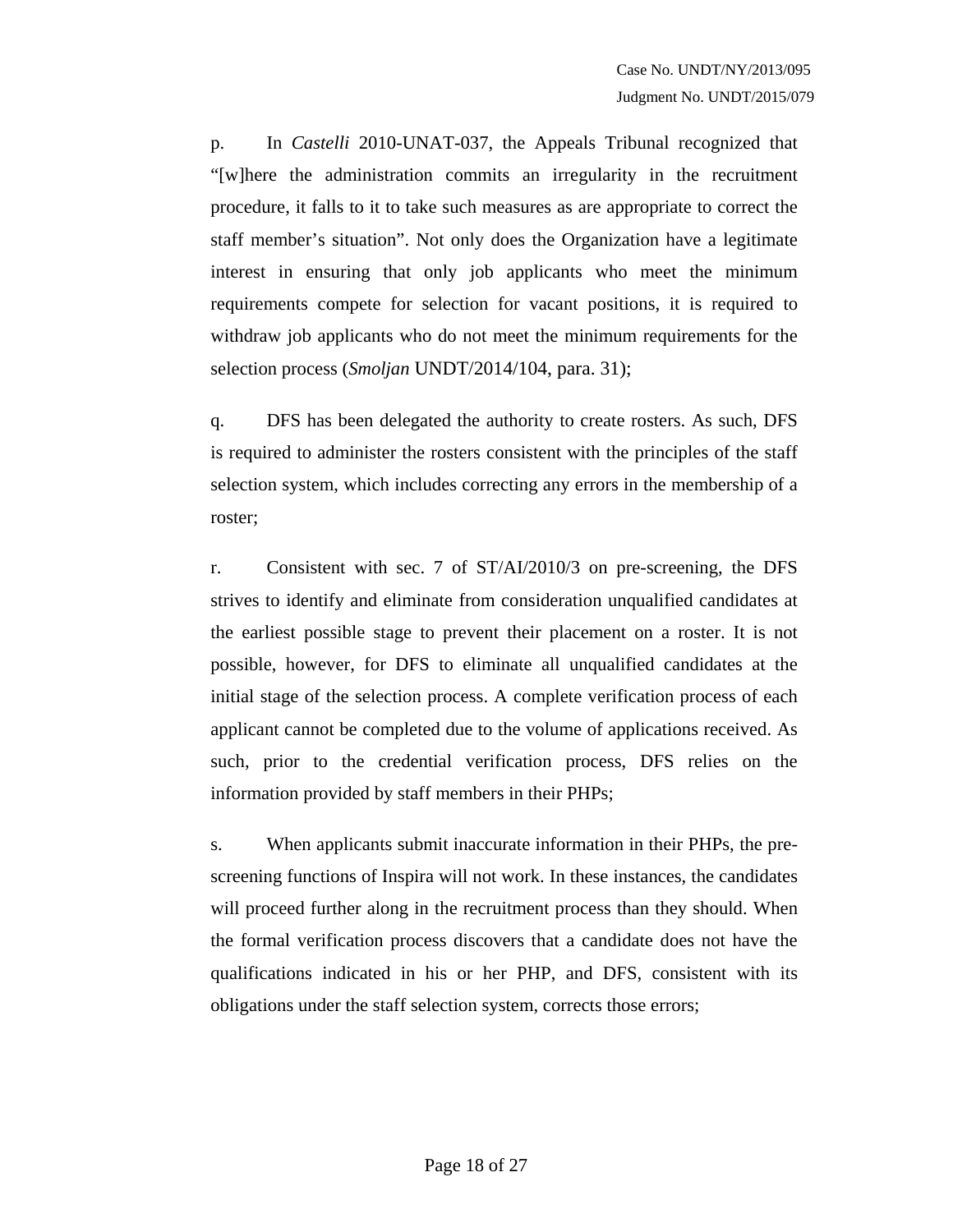p. In *Castelli* 2010-UNAT-037, the Appeals Tribunal recognized that "[w]here the administration commits an irregularity in the recruitment procedure, it falls to it to take such measures as are appropriate to correct the staff member's situation". Not only does the Organization have a legitimate interest in ensuring that only job applicants who meet the minimum requirements compete for selection for vacant positions, it is required to withdraw job applicants who do not meet the minimum requirements for the selection process (*Smoljan* UNDT/2014/104, para. 31);

q. DFS has been delegated the authority to create rosters. As such, DFS is required to administer the rosters consistent with the principles of the staff selection system, which includes correcting any errors in the membership of a roster;

r. Consistent with sec. 7 of ST/AI/2010/3 on pre-screening, the DFS strives to identify and eliminate from consideration unqualified candidates at the earliest possible stage to prevent their placement on a roster. It is not possible, however, for DFS to eliminate all unqualified candidates at the initial stage of the selection process. A complete verification process of each applicant cannot be completed due to the volume of applications received. As such, prior to the credential verification process, DFS relies on the information provided by staff members in their PHPs;

s. When applicants submit inaccurate information in their PHPs, the pre-screening functions of Inspira will not work. In these instances, the candidates will proceed further along in the recruitment process than they should. When the formal verification process discovers that a candidate does not have the qualifications indicated in his or her PHP, and DFS, consistent with its obligations under the staff selection system, corrects those errors;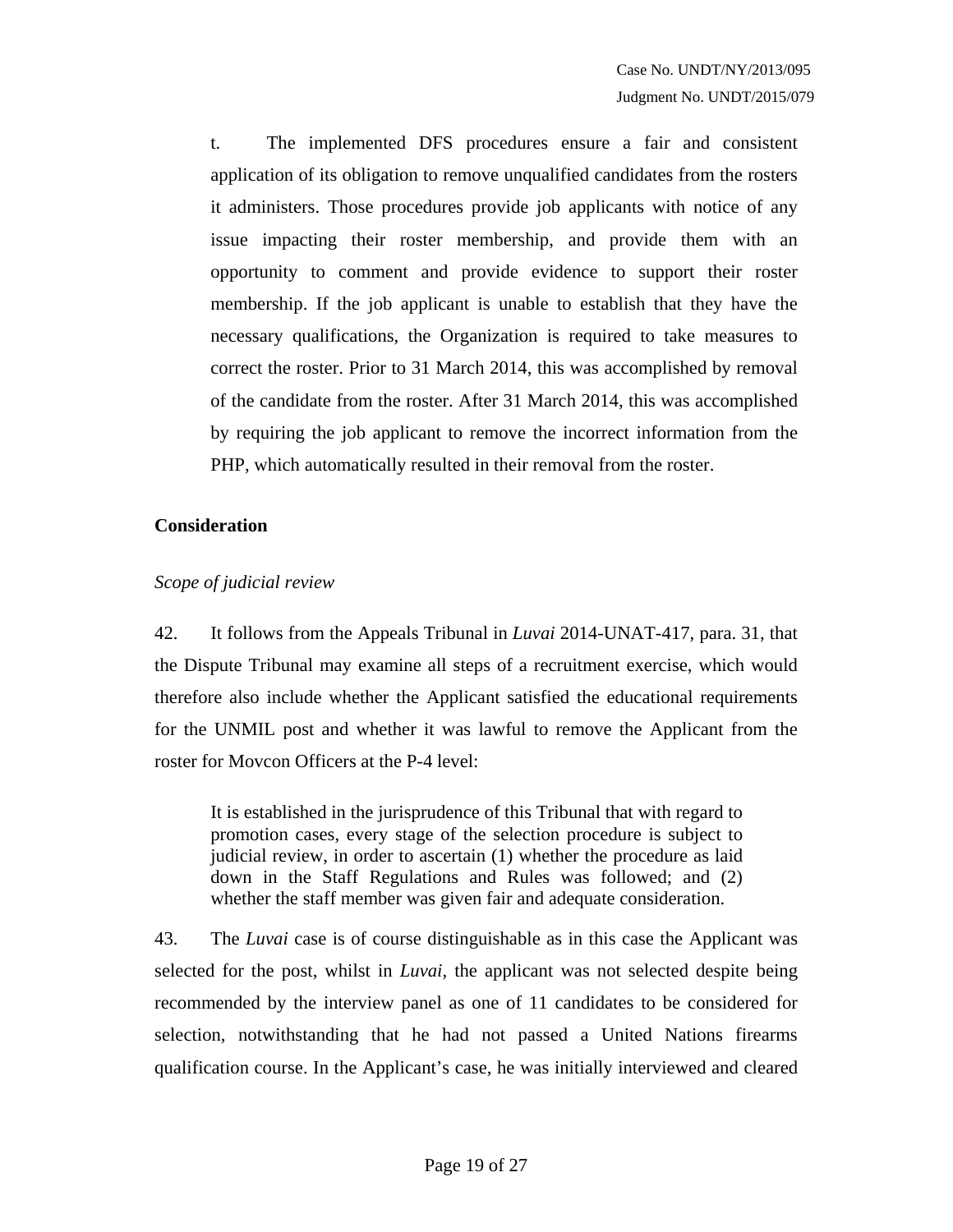t. The implemented DFS procedures ensure a fair and consistent application of its obligation to remove unqualified candidates from the rosters it administers. Those procedures provide job applicants with notice of any issue impacting their roster membership, and provide them with an opportunity to comment and provide evidence to support their roster membership. If the job applicant is unable to establish that they have the necessary qualifications, the Organization is required to take measures to correct the roster. Prior to 31 March 2014, this was accomplished by removal of the candidate from the roster. After 31 March 2014, this was accomplished by requiring the job applicant to remove the incorrect information from the PHP, which automatically resulted in their removal from the roster.

## Consideration

### *Scope of judicial review*

42. It follows from the Appeals Tribunal in *Luvai* 2014-UNAT-417, para. 31, that the Dispute Tribunal may examine all steps of a recruitment exercise, which would therefore also include whether the Applicant satisfied the educational requirements for the UNMIL post and whether it was lawful to remove the Applicant from the roster for Movcon Officers at the P-4 level:

> It is established in the jurisprudence of this Tribunal that with regard to promotion cases, every stage of the selection procedure is subject to judicial review, in order to ascertain (1) whether the procedure as laid down in the Staff Regulations and Rules was followed; and (2) whether the staff member was given fair and adequate consideration.

43. The *Luvai* case is of course distinguishable as in this case the Applicant was selected for the post, whilst in *Luvai*, the applicant was not selected despite being recommended by the interview panel as one of 11 candidates to be considered for selection, notwithstanding that he had not passed a United Nations firearms qualification course. In the Applicant's case, he was initially interviewed and cleared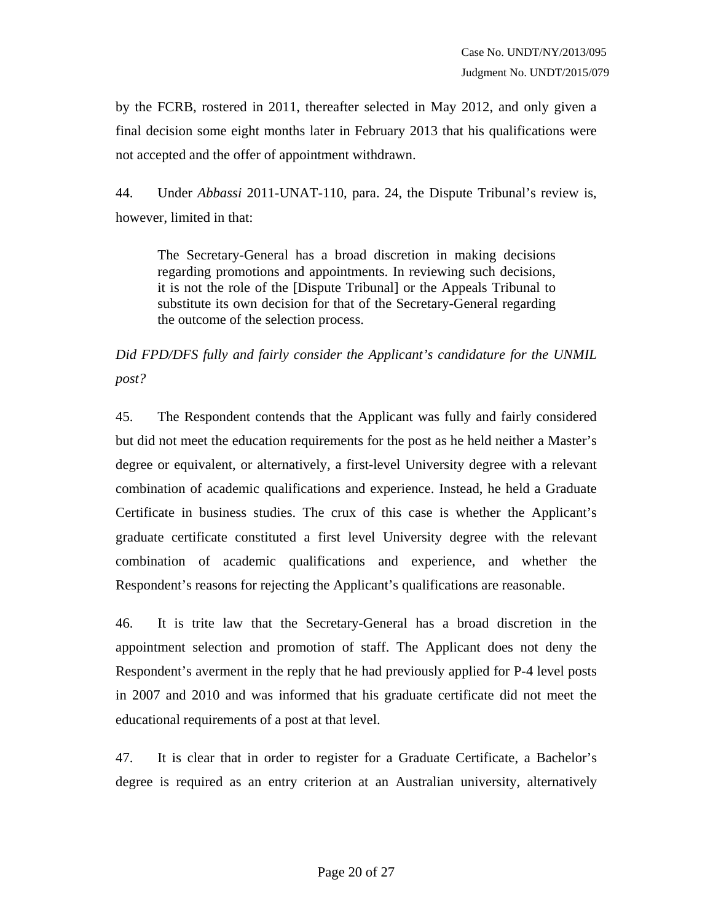by the FCRB, rostered in 2011, thereafter selected in May 2012, and only given a final decision some eight months later in February 2013 that his qualifications were not accepted and the offer of appointment withdrawn.

44. Under *Abbassi* 2011-UNAT-110, para. 24, the Dispute Tribunal's review is, however, limited in that:

> The Secretary-General has a broad discretion in making decisions regarding promotions and appointments. In reviewing such decisions, it is not the role of the [Dispute Tribunal] or the Appeals Tribunal to substitute its own decision for that of the Secretary-General regarding the outcome of the selection process.

*Did FPD/DFS fully and fairly consider the Applicant's candidature for the UNMIL post?*

45. The Respondent contends that the Applicant was fully and fairly considered but did not meet the education requirements for the post as he held neither a Master's degree or equivalent, or alternatively, a first-level University degree with a relevant combination of academic qualifications and experience. Instead, he held a Graduate Certificate in business studies. The crux of this case is whether the Applicant's graduate certificate constituted a first level University degree with the relevant combination of academic qualifications and experience, and whether the Respondent's reasons for rejecting the Applicant's qualifications are reasonable.

46. It is trite law that the Secretary-General has a broad discretion in the appointment selection and promotion of staff. The Applicant does not deny the Respondent's averment in the reply that he had previously applied for P-4 level posts in 2007 and 2010 and was informed that his graduate certificate did not meet the educational requirements of a post at that level.

47. It is clear that in order to register for a Graduate Certificate, a Bachelor's degree is required as an entry criterion at an Australian university, alternatively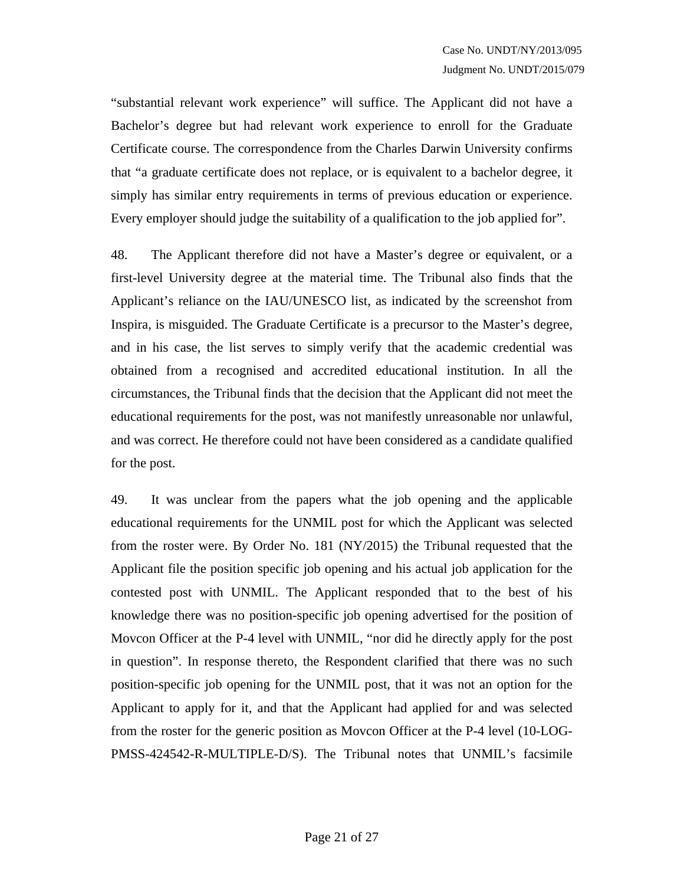"substantial relevant work experience" will suffice. The Applicant did not have a Bachelor's degree but had relevant work experience to enroll for the Graduate Certificate course. The correspondence from the Charles Darwin University confirms that "a graduate certificate does not replace, or is equivalent to a bachelor degree, it simply has similar entry requirements in terms of previous education or experience. Every employer should judge the suitability of a qualification to the job applied for".

48. The Applicant therefore did not have a Master's degree or equivalent, or a first-level University degree at the material time. The Tribunal also finds that the Applicant's reliance on the IAU/UNESCO list, as indicated by the screenshot from Inspira, is misguided. The Graduate Certificate is a precursor to the Master's degree, and in his case, the list serves to simply verify that the academic credential was obtained from a recognised and accredited educational institution. In all the circumstances, the Tribunal finds that the decision that the Applicant did not meet the educational requirements for the post, was not manifestly unreasonable nor unlawful, and was correct. He therefore could not have been considered as a candidate qualified for the post.

49. It was unclear from the papers what the job opening and the applicable educational requirements for the UNMIL post for which the Applicant was selected from the roster were. By Order No. 181 (NY/2015) the Tribunal requested that the Applicant file the position specific job opening and his actual job application for the contested post with UNMIL. The Applicant responded that to the best of his knowledge there was no position-specific job opening advertised for the position of Movcon Officer at the P-4 level with UNMIL, "nor did he directly apply for the post in question". In response thereto, the Respondent clarified that there was no such position-specific job opening for the UNMIL post, that it was not an option for the Applicant to apply for it, and that the Applicant had applied for and was selected from the roster for the generic position as Movcon Officer at the P-4 level (10-LOG-PMSS-424542-R-MULTIPLE-D/S). The Tribunal notes that UNMIL's facsimile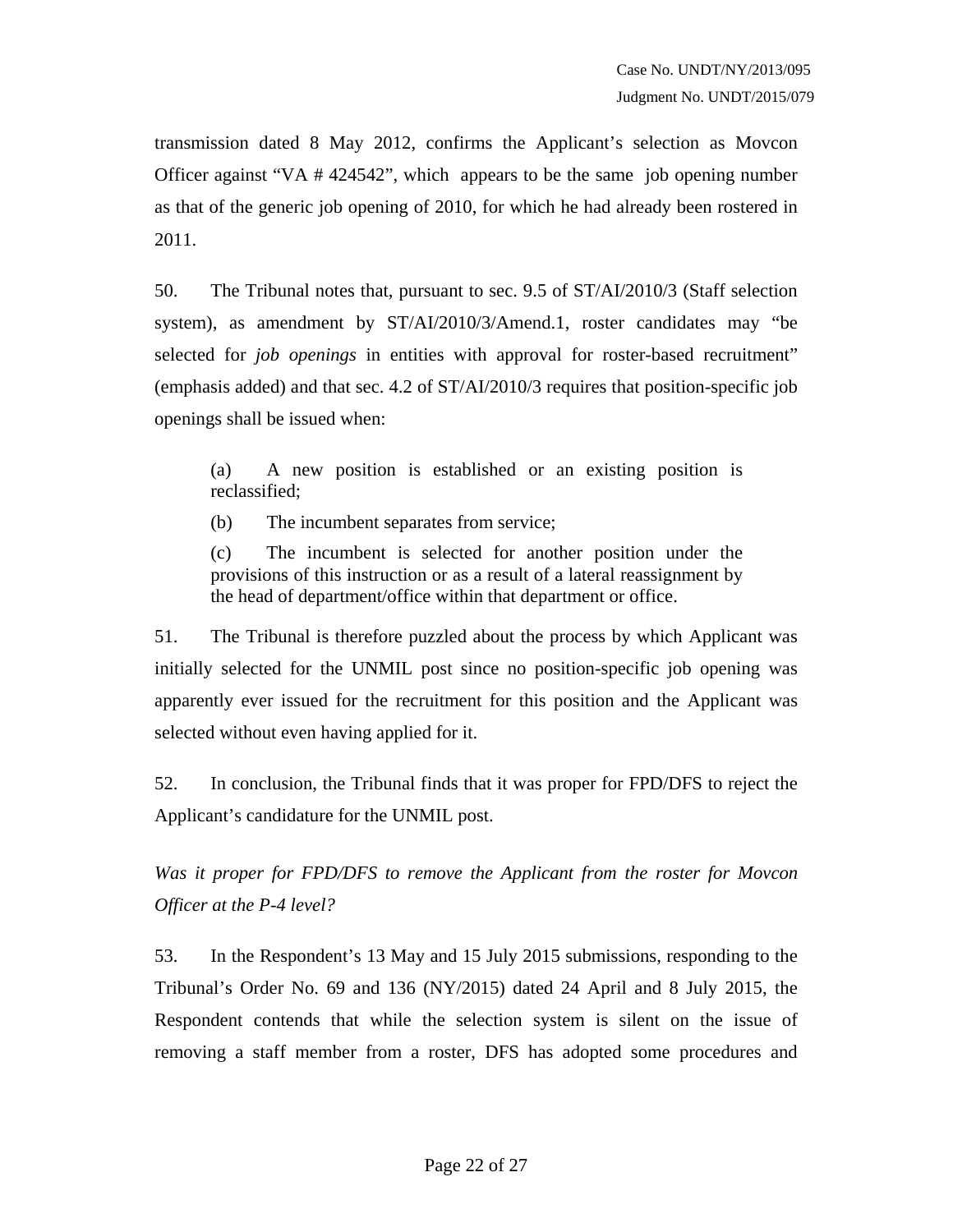transmission dated 8 May 2012, confirms the Applicant's selection as Movcon Officer against "VA # 424542", which appears to be the same job opening number as that of the generic job opening of 2010, for which he had already been rostered in 2011.

50. The Tribunal notes that, pursuant to sec. 9.5 of ST/AI/2010/3 (Staff selection system), as amendment by ST/AI/2010/3/Amend.1, roster candidates may "be selected for *job openings* in entities with approval for roster-based recruitment" (emphasis added) and that sec. 4.2 of ST/AI/2010/3 requires that position-specific job openings shall be issued when:

> (a) A new position is established or an existing position is reclassified;
>
> (b) The incumbent separates from service;
>
> (c) The incumbent is selected for another position under the provisions of this instruction or as a result of a lateral reassignment by the head of department/office within that department or office.

51. The Tribunal is therefore puzzled about the process by which Applicant was initially selected for the UNMIL post since no position-specific job opening was apparently ever issued for the recruitment for this position and the Applicant was selected without even having applied for it.

52. In conclusion, the Tribunal finds that it was proper for FPD/DFS to reject the Applicant's candidature for the UNMIL post.

*Was it proper for FPD/DFS to remove the Applicant from the roster for Movcon Officer at the P-4 level?*

53. In the Respondent's 13 May and 15 July 2015 submissions, responding to the Tribunal's Order No. 69 and 136 (NY/2015) dated 24 April and 8 July 2015, the Respondent contends that while the selection system is silent on the issue of removing a staff member from a roster, DFS has adopted some procedures and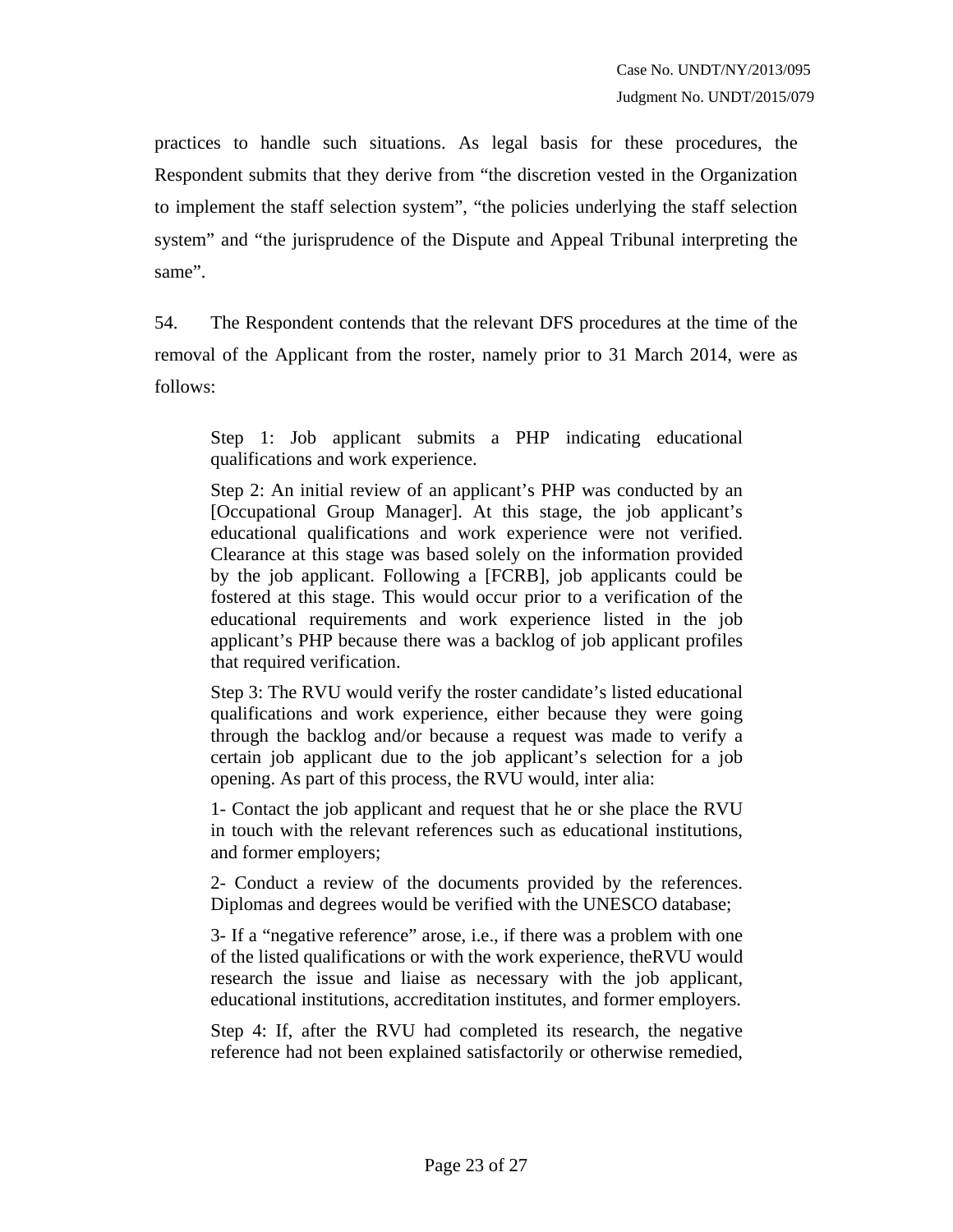practices to handle such situations. As legal basis for these procedures, the Respondent submits that they derive from "the discretion vested in the Organization to implement the staff selection system", "the policies underlying the staff selection system" and "the jurisprudence of the Dispute and Appeal Tribunal interpreting the same".

54. The Respondent contends that the relevant DFS procedures at the time of the removal of the Applicant from the roster, namely prior to 31 March 2014, were as follows:

> Step 1: Job applicant submits a PHP indicating educational qualifications and work experience.
>
> Step 2: An initial review of an applicant's PHP was conducted by an [Occupational Group Manager]. At this stage, the job applicant's educational qualifications and work experience were not verified. Clearance at this stage was based solely on the information provided by the job applicant. Following a [FCRB], job applicants could be fostered at this stage. This would occur prior to a verification of the educational requirements and work experience listed in the job applicant's PHP because there was a backlog of job applicant profiles that required verification.
>
> Step 3: The RVU would verify the roster candidate's listed educational qualifications and work experience, either because they were going through the backlog and/or because a request was made to verify a certain job applicant due to the job applicant's selection for a job opening. As part of this process, the RVU would, inter alia:
>
> 1- Contact the job applicant and request that he or she place the RVU in touch with the relevant references such as educational institutions, and former employers;
>
> 2- Conduct a review of the documents provided by the references. Diplomas and degrees would be verified with the UNESCO database;
>
> 3- If a "negative reference" arose, i.e., if there was a problem with one of the listed qualifications or with the work experience, theRVU would research the issue and liaise as necessary with the job applicant, educational institutions, accreditation institutes, and former employers.
>
> Step 4: If, after the RVU had completed its research, the negative reference had not been explained satisfactorily or otherwise remedied,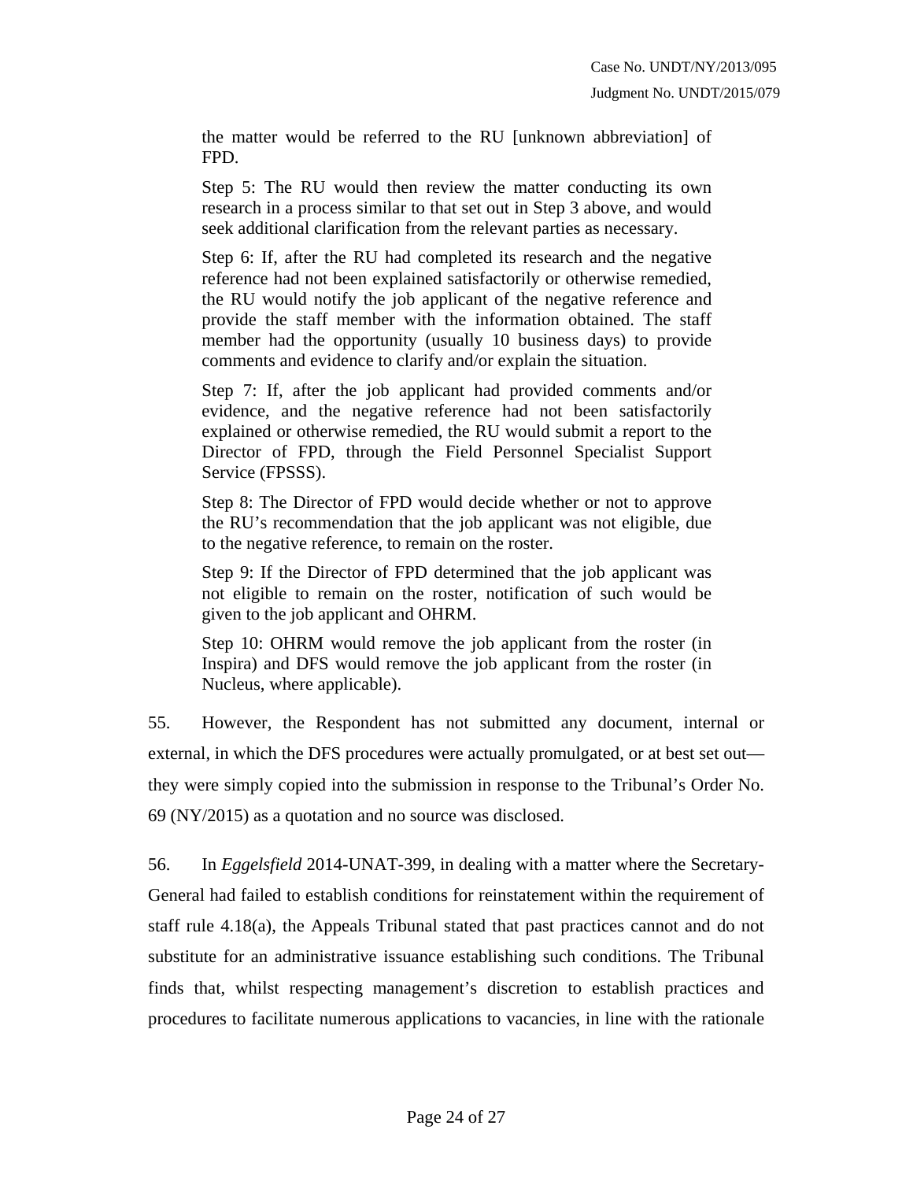> the matter would be referred to the RU [unknown abbreviation] of FPD.
>
> Step 5: The RU would then review the matter conducting its own research in a process similar to that set out in Step 3 above, and would seek additional clarification from the relevant parties as necessary.
>
> Step 6: If, after the RU had completed its research and the negative reference had not been explained satisfactorily or otherwise remedied, the RU would notify the job applicant of the negative reference and provide the staff member with the information obtained. The staff member had the opportunity (usually 10 business days) to provide comments and evidence to clarify and/or explain the situation.
>
> Step 7: If, after the job applicant had provided comments and/or evidence, and the negative reference had not been satisfactorily explained or otherwise remedied, the RU would submit a report to the Director of FPD, through the Field Personnel Specialist Support Service (FPSSS).
>
> Step 8: The Director of FPD would decide whether or not to approve the RU's recommendation that the job applicant was not eligible, due to the negative reference, to remain on the roster.
>
> Step 9: If the Director of FPD determined that the job applicant was not eligible to remain on the roster, notification of such would be given to the job applicant and OHRM.
>
> Step 10: OHRM would remove the job applicant from the roster (in Inspira) and DFS would remove the job applicant from the roster (in Nucleus, where applicable).

55. However, the Respondent has not submitted any document, internal or external, in which the DFS procedures were actually promulgated, or at best set out—they were simply copied into the submission in response to the Tribunal's Order No. 69 (NY/2015) as a quotation and no source was disclosed.

56. In *Eggelsfield* 2014-UNAT-399, in dealing with a matter where the Secretary-General had failed to establish conditions for reinstatement within the requirement of staff rule 4.18(a), the Appeals Tribunal stated that past practices cannot and do not substitute for an administrative issuance establishing such conditions. The Tribunal finds that, whilst respecting management's discretion to establish practices and procedures to facilitate numerous applications to vacancies, in line with the rationale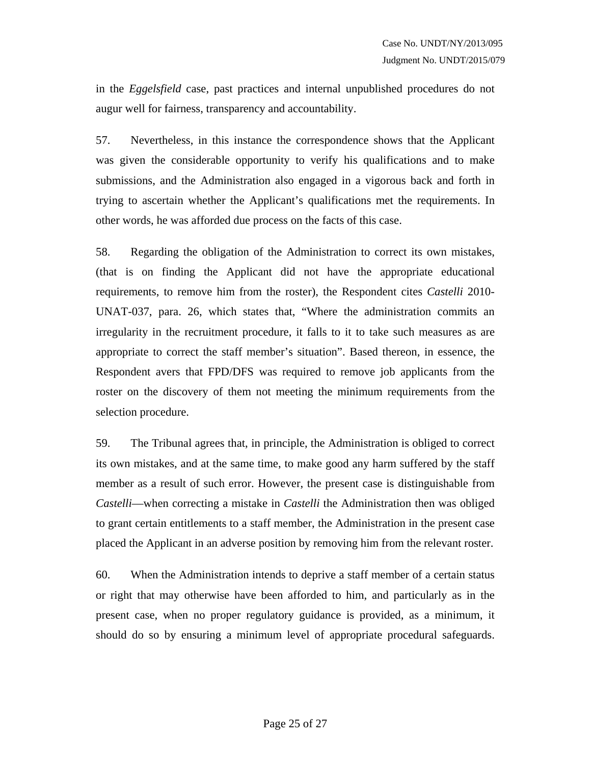in the *Eggelsfield* case, past practices and internal unpublished procedures do not augur well for fairness, transparency and accountability.

57. Nevertheless, in this instance the correspondence shows that the Applicant was given the considerable opportunity to verify his qualifications and to make submissions, and the Administration also engaged in a vigorous back and forth in trying to ascertain whether the Applicant's qualifications met the requirements. In other words, he was afforded due process on the facts of this case.

58. Regarding the obligation of the Administration to correct its own mistakes, (that is on finding the Applicant did not have the appropriate educational requirements, to remove him from the roster), the Respondent cites *Castelli* 2010-UNAT-037, para. 26, which states that, "Where the administration commits an irregularity in the recruitment procedure, it falls to it to take such measures as are appropriate to correct the staff member's situation". Based thereon, in essence, the Respondent avers that FPD/DFS was required to remove job applicants from the roster on the discovery of them not meeting the minimum requirements from the selection procedure.

59. The Tribunal agrees that, in principle, the Administration is obliged to correct its own mistakes, and at the same time, to make good any harm suffered by the staff member as a result of such error. However, the present case is distinguishable from *Castelli*—when correcting a mistake in *Castelli* the Administration then was obliged to grant certain entitlements to a staff member, the Administration in the present case placed the Applicant in an adverse position by removing him from the relevant roster.

60. When the Administration intends to deprive a staff member of a certain status or right that may otherwise have been afforded to him, and particularly as in the present case, when no proper regulatory guidance is provided, as a minimum, it should do so by ensuring a minimum level of appropriate procedural safeguards.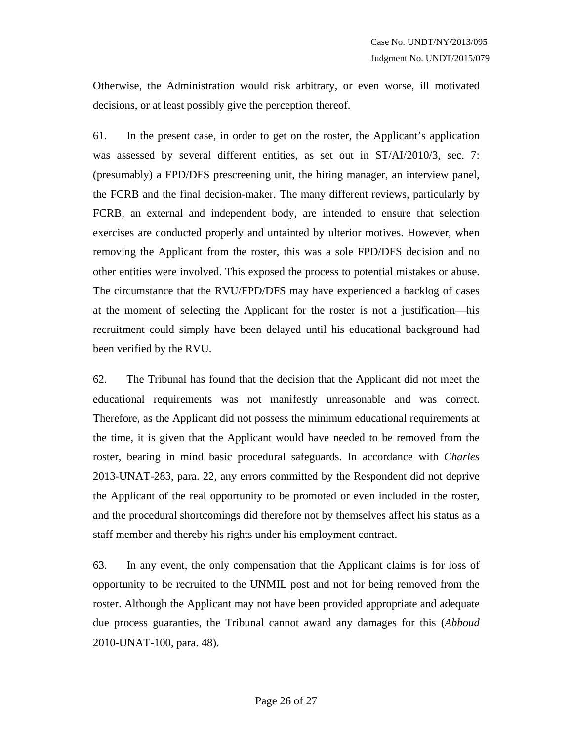Otherwise, the Administration would risk arbitrary, or even worse, ill motivated decisions, or at least possibly give the perception thereof.

61. In the present case, in order to get on the roster, the Applicant's application was assessed by several different entities, as set out in ST/AI/2010/3, sec. 7: (presumably) a FPD/DFS prescreening unit, the hiring manager, an interview panel, the FCRB and the final decision-maker. The many different reviews, particularly by FCRB, an external and independent body, are intended to ensure that selection exercises are conducted properly and untainted by ulterior motives. However, when removing the Applicant from the roster, this was a sole FPD/DFS decision and no other entities were involved. This exposed the process to potential mistakes or abuse. The circumstance that the RVU/FPD/DFS may have experienced a backlog of cases at the moment of selecting the Applicant for the roster is not a justification—his recruitment could simply have been delayed until his educational background had been verified by the RVU.

62. The Tribunal has found that the decision that the Applicant did not meet the educational requirements was not manifestly unreasonable and was correct. Therefore, as the Applicant did not possess the minimum educational requirements at the time, it is given that the Applicant would have needed to be removed from the roster, bearing in mind basic procedural safeguards. In accordance with *Charles* 2013-UNAT-283, para. 22, any errors committed by the Respondent did not deprive the Applicant of the real opportunity to be promoted or even included in the roster, and the procedural shortcomings did therefore not by themselves affect his status as a staff member and thereby his rights under his employment contract.

63. In any event, the only compensation that the Applicant claims is for loss of opportunity to be recruited to the UNMIL post and not for being removed from the roster. Although the Applicant may not have been provided appropriate and adequate due process guaranties, the Tribunal cannot award any damages for this (*Abboud* 2010-UNAT-100, para. 48).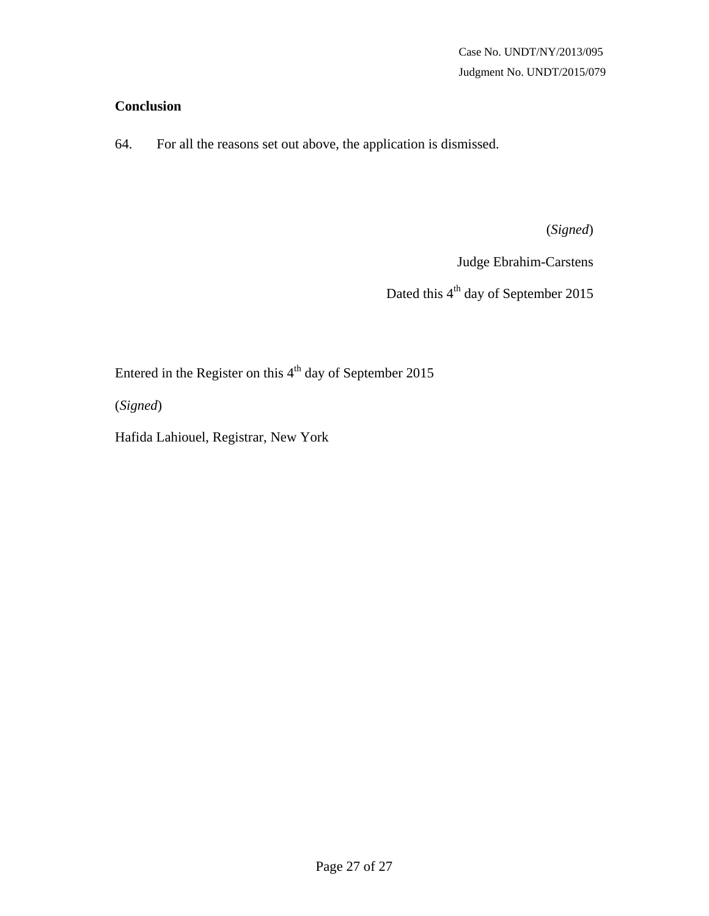## Conclusion

64. For all the reasons set out above, the application is dismissed.

(*Signed*)

Judge Ebrahim-Carstens

Dated this 4th day of September 2015

Entered in the Register on this 4th day of September 2015

(*Signed*)

Hafida Lahiouel, Registrar, New York